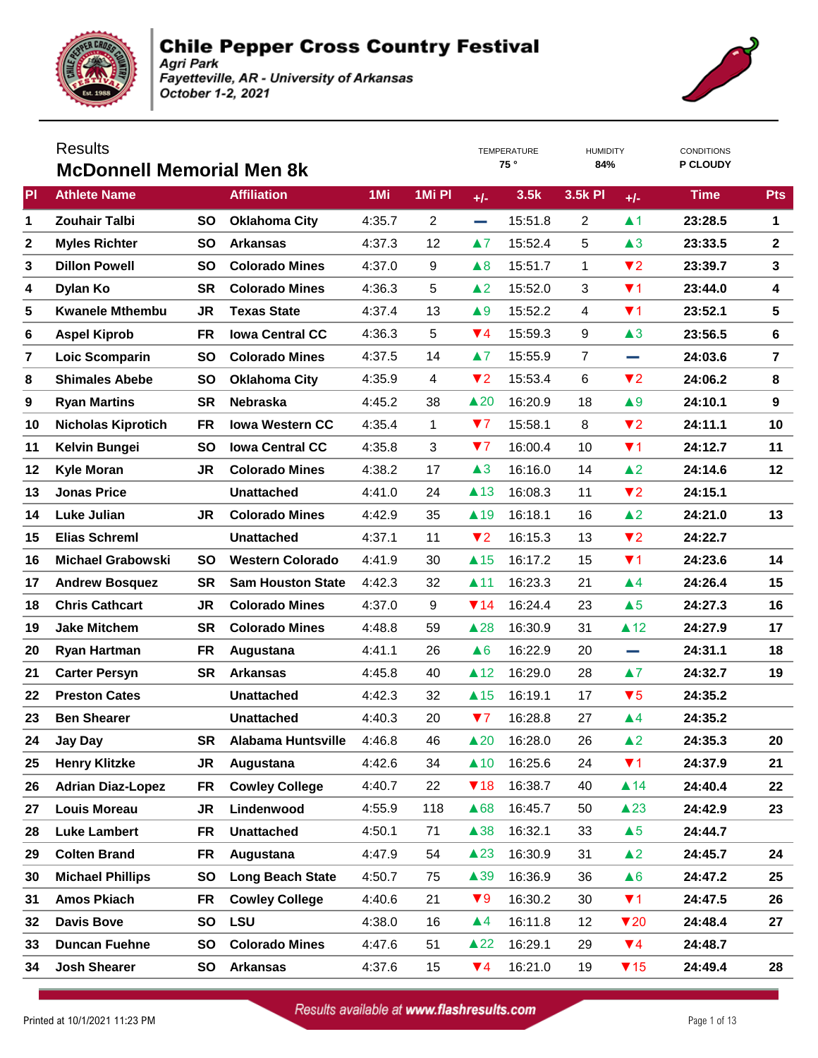# Chile Pepper Cross Country Festival

*Agri Park*
*Fayetteville, AR - University of Arkansas*
*October 1-2, 2021*

Results

## McDonnell Memorial Men 8k

| TEMPERATURE | HUMIDITY | CONDITIONS |
|---|---|---|
| 75 ° | 84% | P CLOUDY |

| Pl | Athlete Name | | Affiliation | 1Mi | 1Mi Pl | +/- | 3.5k | 3.5k Pl | +/- | Time | Pts |
|---|---|---|---|---|---|---|---|---|---|---|---|
| 1 | Zouhair Talbi | SO | Oklahoma City | 4:35.7 | 2 | — | 15:51.8 | 2 | ▲1 | 23:28.5 | 1 |
| 2 | Myles Richter | SO | Arkansas | 4:37.3 | 12 | ▲7 | 15:52.4 | 5 | ▲3 | 23:33.5 | 2 |
| 3 | Dillon Powell | SO | Colorado Mines | 4:37.0 | 9 | ▲8 | 15:51.7 | 1 | ▼2 | 23:39.7 | 3 |
| 4 | Dylan Ko | SR | Colorado Mines | 4:36.3 | 5 | ▲2 | 15:52.0 | 3 | ▼1 | 23:44.0 | 4 |
| 5 | Kwanele Mthembu | JR | Texas State | 4:37.4 | 13 | ▲9 | 15:52.2 | 4 | ▼1 | 23:52.1 | 5 |
| 6 | Aspel Kiprob | FR | Iowa Central CC | 4:36.3 | 5 | ▼4 | 15:59.3 | 9 | ▲3 | 23:56.5 | 6 |
| 7 | Loic Scomparin | SO | Colorado Mines | 4:37.5 | 14 | ▲7 | 15:55.9 | 7 | — | 24:03.6 | 7 |
| 8 | Shimales Abebe | SO | Oklahoma City | 4:35.9 | 4 | ▼2 | 15:53.4 | 6 | ▼2 | 24:06.2 | 8 |
| 9 | Ryan Martins | SR | Nebraska | 4:45.2 | 38 | ▲20 | 16:20.9 | 18 | ▲9 | 24:10.1 | 9 |
| 10 | Nicholas Kiprotich | FR | Iowa Western CC | 4:35.4 | 1 | ▼7 | 15:58.1 | 8 | ▼2 | 24:11.1 | 10 |
| 11 | Kelvin Bungei | SO | Iowa Central CC | 4:35.8 | 3 | ▼7 | 16:00.4 | 10 | ▼1 | 24:12.7 | 11 |
| 12 | Kyle Moran | JR | Colorado Mines | 4:38.2 | 17 | ▲3 | 16:16.0 | 14 | ▲2 | 24:14.6 | 12 |
| 13 | Jonas Price | | Unattached | 4:41.0 | 24 | ▲13 | 16:08.3 | 11 | ▼2 | 24:15.1 | |
| 14 | Luke Julian | JR | Colorado Mines | 4:42.9 | 35 | ▲19 | 16:18.1 | 16 | ▲2 | 24:21.0 | 13 |
| 15 | Elias Schreml | | Unattached | 4:37.1 | 11 | ▼2 | 16:15.3 | 13 | ▼2 | 24:22.7 | |
| 16 | Michael Grabowski | SO | Western Colorado | 4:41.9 | 30 | ▲15 | 16:17.2 | 15 | ▼1 | 24:23.6 | 14 |
| 17 | Andrew Bosquez | SR | Sam Houston State | 4:42.3 | 32 | ▲11 | 16:23.3 | 21 | ▲4 | 24:26.4 | 15 |
| 18 | Chris Cathcart | JR | Colorado Mines | 4:37.0 | 9 | ▼14 | 16:24.4 | 23 | ▲5 | 24:27.3 | 16 |
| 19 | Jake Mitchem | SR | Colorado Mines | 4:48.8 | 59 | ▲28 | 16:30.9 | 31 | ▲12 | 24:27.9 | 17 |
| 20 | Ryan Hartman | FR | Augustana | 4:41.1 | 26 | ▲6 | 16:22.9 | 20 | — | 24:31.1 | 18 |
| 21 | Carter Persyn | SR | Arkansas | 4:45.8 | 40 | ▲12 | 16:29.0 | 28 | ▲7 | 24:32.7 | 19 |
| 22 | Preston Cates | | Unattached | 4:42.3 | 32 | ▲15 | 16:19.1 | 17 | ▼5 | 24:35.2 | |
| 23 | Ben Shearer | | Unattached | 4:40.3 | 20 | ▼7 | 16:28.8 | 27 | ▲4 | 24:35.2 | |
| 24 | Jay Day | SR | Alabama Huntsville | 4:46.8 | 46 | ▲20 | 16:28.0 | 26 | ▲2 | 24:35.3 | 20 |
| 25 | Henry Klitzke | JR | Augustana | 4:42.6 | 34 | ▲10 | 16:25.6 | 24 | ▼1 | 24:37.9 | 21 |
| 26 | Adrian Diaz-Lopez | FR | Cowley College | 4:40.7 | 22 | ▼18 | 16:38.7 | 40 | ▲14 | 24:40.4 | 22 |
| 27 | Louis Moreau | JR | Lindenwood | 4:55.9 | 118 | ▲68 | 16:45.7 | 50 | ▲23 | 24:42.9 | 23 |
| 28 | Luke Lambert | FR | Unattached | 4:50.1 | 71 | ▲38 | 16:32.1 | 33 | ▲5 | 24:44.7 | |
| 29 | Colten Brand | FR | Augustana | 4:47.9 | 54 | ▲23 | 16:30.9 | 31 | ▲2 | 24:45.7 | 24 |
| 30 | Michael Phillips | SO | Long Beach State | 4:50.7 | 75 | ▲39 | 16:36.9 | 36 | ▲6 | 24:47.2 | 25 |
| 31 | Amos Pkiach | FR | Cowley College | 4:40.6 | 21 | ▼9 | 16:30.2 | 30 | ▼1 | 24:47.5 | 26 |
| 32 | Davis Bove | SO | LSU | 4:38.0 | 16 | ▲4 | 16:11.8 | 12 | ▼20 | 24:48.4 | 27 |
| 33 | Duncan Fuehne | SO | Colorado Mines | 4:47.6 | 51 | ▲22 | 16:29.1 | 29 | ▼4 | 24:48.7 | |
| 34 | Josh Shearer | SO | Arkansas | 4:37.6 | 15 | ▼4 | 16:21.0 | 19 | ▼15 | 24:49.4 | 28 |

Results available at www.flashresults.com

Printed at 10/1/2021 11:23 PM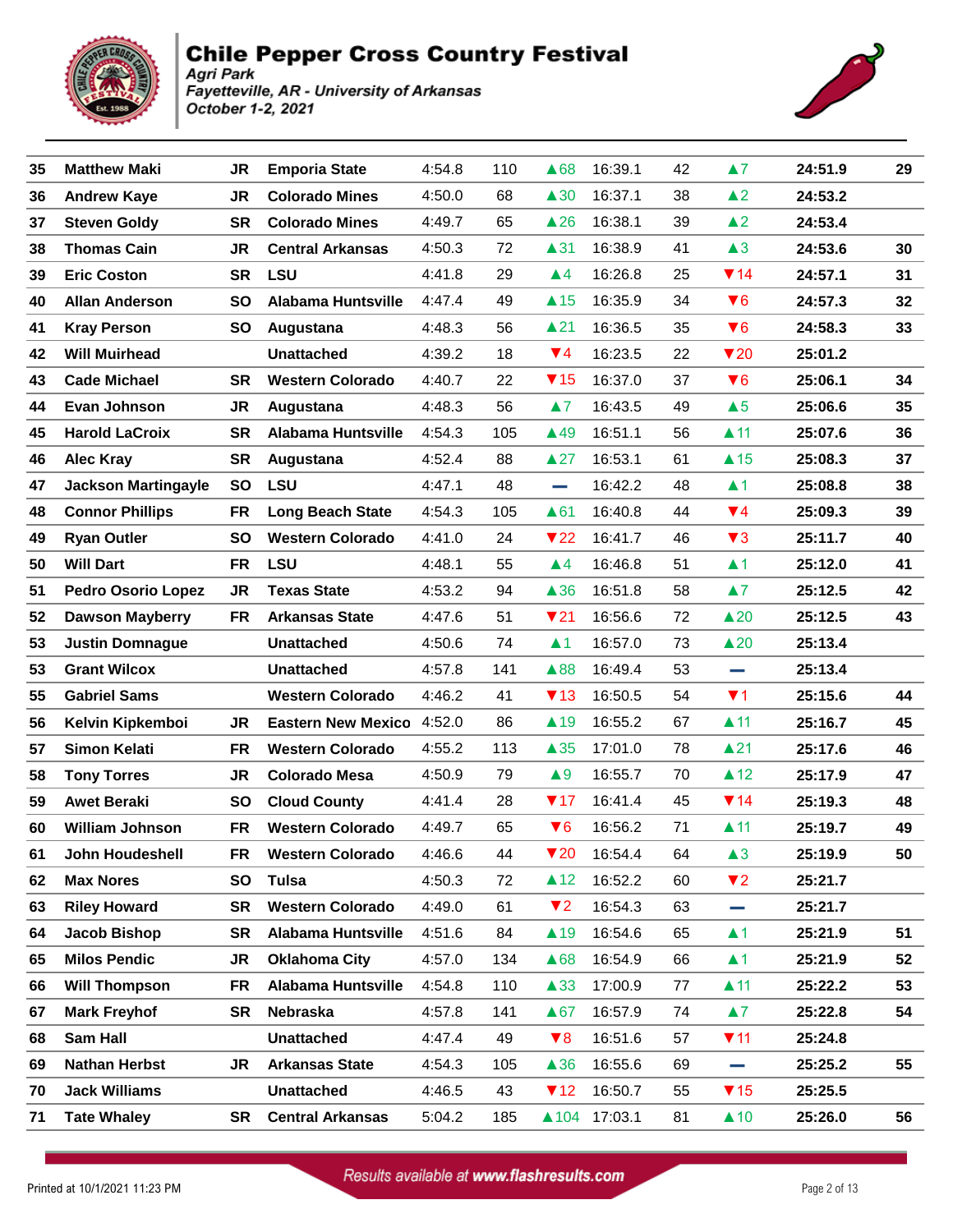# Chile Pepper Cross Country Festival

*Agri Park*
*Fayetteville, AR - University of Arkansas*
*October 1-2, 2021*

| | | | | | | | | | | | |
|---|---|---|---|---|---|---|---|---|---|---|---|
| 35 | Matthew Maki | JR | Emporia State | 4:54.8 | 110 | ▲68 | 16:39.1 | 42 | ▲7 | 24:51.9 | 29 |
| 36 | Andrew Kaye | JR | Colorado Mines | 4:50.0 | 68 | ▲30 | 16:37.1 | 38 | ▲2 | 24:53.2 | |
| 37 | Steven Goldy | SR | Colorado Mines | 4:49.7 | 65 | ▲26 | 16:38.1 | 39 | ▲2 | 24:53.4 | |
| 38 | Thomas Cain | JR | Central Arkansas | 4:50.3 | 72 | ▲31 | 16:38.9 | 41 | ▲3 | 24:53.6 | 30 |
| 39 | Eric Coston | SR | LSU | 4:41.8 | 29 | ▲4 | 16:26.8 | 25 | ▼14 | 24:57.1 | 31 |
| 40 | Allan Anderson | SO | Alabama Huntsville | 4:47.4 | 49 | ▲15 | 16:35.9 | 34 | ▼6 | 24:57.3 | 32 |
| 41 | Kray Person | SO | Augustana | 4:48.3 | 56 | ▲21 | 16:36.5 | 35 | ▼6 | 24:58.3 | 33 |
| 42 | Will Muirhead | | Unattached | 4:39.2 | 18 | ▼4 | 16:23.5 | 22 | ▼20 | 25:01.2 | |
| 43 | Cade Michael | SR | Western Colorado | 4:40.7 | 22 | ▼15 | 16:37.0 | 37 | ▼6 | 25:06.1 | 34 |
| 44 | Evan Johnson | JR | Augustana | 4:48.3 | 56 | ▲7 | 16:43.5 | 49 | ▲5 | 25:06.6 | 35 |
| 45 | Harold LaCroix | SR | Alabama Huntsville | 4:54.3 | 105 | ▲49 | 16:51.1 | 56 | ▲11 | 25:07.6 | 36 |
| 46 | Alec Kray | SR | Augustana | 4:52.4 | 88 | ▲27 | 16:53.1 | 61 | ▲15 | 25:08.3 | 37 |
| 47 | Jackson Martingayle | SO | LSU | 4:47.1 | 48 | — | 16:42.2 | 48 | ▲1 | 25:08.8 | 38 |
| 48 | Connor Phillips | FR | Long Beach State | 4:54.3 | 105 | ▲61 | 16:40.8 | 44 | ▼4 | 25:09.3 | 39 |
| 49 | Ryan Outler | SO | Western Colorado | 4:41.0 | 24 | ▼22 | 16:41.7 | 46 | ▼3 | 25:11.7 | 40 |
| 50 | Will Dart | FR | LSU | 4:48.1 | 55 | ▲4 | 16:46.8 | 51 | ▲1 | 25:12.0 | 41 |
| 51 | Pedro Osorio Lopez | JR | Texas State | 4:53.2 | 94 | ▲36 | 16:51.8 | 58 | ▲7 | 25:12.5 | 42 |
| 52 | Dawson Mayberry | FR | Arkansas State | 4:47.6 | 51 | ▼21 | 16:56.6 | 72 | ▲20 | 25:12.5 | 43 |
| 53 | Justin Domnague | | Unattached | 4:50.6 | 74 | ▲1 | 16:57.0 | 73 | ▲20 | 25:13.4 | |
| 53 | Grant Wilcox | | Unattached | 4:57.8 | 141 | ▲88 | 16:49.4 | 53 | — | 25:13.4 | |
| 55 | Gabriel Sams | | Western Colorado | 4:46.2 | 41 | ▼13 | 16:50.5 | 54 | ▼1 | 25:15.6 | 44 |
| 56 | Kelvin Kipkemboi | JR | Eastern New Mexico | 4:52.0 | 86 | ▲19 | 16:55.2 | 67 | ▲11 | 25:16.7 | 45 |
| 57 | Simon Kelati | FR | Western Colorado | 4:55.2 | 113 | ▲35 | 17:01.0 | 78 | ▲21 | 25:17.6 | 46 |
| 58 | Tony Torres | JR | Colorado Mesa | 4:50.9 | 79 | ▲9 | 16:55.7 | 70 | ▲12 | 25:17.9 | 47 |
| 59 | Awet Beraki | SO | Cloud County | 4:41.4 | 28 | ▼17 | 16:41.4 | 45 | ▼14 | 25:19.3 | 48 |
| 60 | William Johnson | FR | Western Colorado | 4:49.7 | 65 | ▼6 | 16:56.2 | 71 | ▲11 | 25:19.7 | 49 |
| 61 | John Houdeshell | FR | Western Colorado | 4:46.6 | 44 | ▼20 | 16:54.4 | 64 | ▲3 | 25:19.9 | 50 |
| 62 | Max Nores | SO | Tulsa | 4:50.3 | 72 | ▲12 | 16:52.2 | 60 | ▼2 | 25:21.7 | |
| 63 | Riley Howard | SR | Western Colorado | 4:49.0 | 61 | ▼2 | 16:54.3 | 63 | — | 25:21.7 | |
| 64 | Jacob Bishop | SR | Alabama Huntsville | 4:51.6 | 84 | ▲19 | 16:54.6 | 65 | ▲1 | 25:21.9 | 51 |
| 65 | Milos Pendic | JR | Oklahoma City | 4:57.0 | 134 | ▲68 | 16:54.9 | 66 | ▲1 | 25:21.9 | 52 |
| 66 | Will Thompson | FR | Alabama Huntsville | 4:54.8 | 110 | ▲33 | 17:00.9 | 77 | ▲11 | 25:22.2 | 53 |
| 67 | Mark Freyhof | SR | Nebraska | 4:57.8 | 141 | ▲67 | 16:57.9 | 74 | ▲7 | 25:22.8 | 54 |
| 68 | Sam Hall | | Unattached | 4:47.4 | 49 | ▼8 | 16:51.6 | 57 | ▼11 | 25:24.8 | |
| 69 | Nathan Herbst | JR | Arkansas State | 4:54.3 | 105 | ▲36 | 16:55.6 | 69 | — | 25:25.2 | 55 |
| 70 | Jack Williams | | Unattached | 4:46.5 | 43 | ▼12 | 16:50.7 | 55 | ▼15 | 25:25.5 | |
| 71 | Tate Whaley | SR | Central Arkansas | 5:04.2 | 185 | ▲104 | 17:03.1 | 81 | ▲10 | 25:26.0 | 56 |

Results available at www.flashresults.com

Printed at 10/1/2021 11:23 PM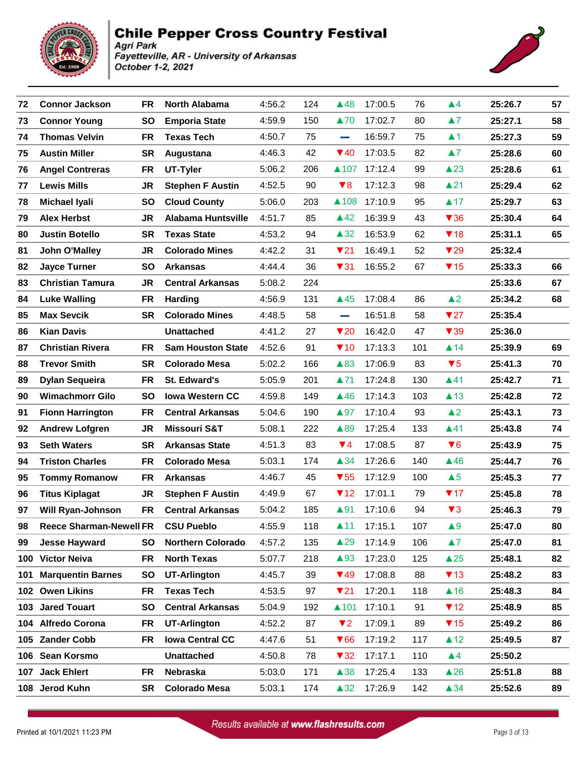# Chile Pepper Cross Country Festival

*Agri Park*
*Fayetteville, AR - University of Arkansas*
*October 1-2, 2021*

| Place | Name | Yr | Team | Split 1 | Pos | Chg | Split 2 | Pos | Chg | Time | Score |
|---|---|---|---|---|---|---|---|---|---|---|---|
| 72 | Connor Jackson | FR | North Alabama | 4:56.2 | 124 | ▲48 | 17:00.5 | 76 | ▲4 | 25:26.7 | 57 |
| 73 | Connor Young | SO | Emporia State | 4:59.9 | 150 | ▲70 | 17:02.7 | 80 | ▲7 | 25:27.1 | 58 |
| 74 | Thomas Velvin | FR | Texas Tech | 4:50.7 | 75 | — | 16:59.7 | 75 | ▲1 | 25:27.3 | 59 |
| 75 | Austin Miller | SR | Augustana | 4:46.3 | 42 | ▼40 | 17:03.5 | 82 | ▲7 | 25:28.6 | 60 |
| 76 | Angel Contreras | FR | UT-Tyler | 5:06.2 | 206 | ▲107 | 17:12.4 | 99 | ▲23 | 25:28.6 | 61 |
| 77 | Lewis Mills | JR | Stephen F Austin | 4:52.5 | 90 | ▼8 | 17:12.3 | 98 | ▲21 | 25:29.4 | 62 |
| 78 | Michael Iyali | SO | Cloud County | 5:06.0 | 203 | ▲108 | 17:10.9 | 95 | ▲17 | 25:29.7 | 63 |
| 79 | Alex Herbst | JR | Alabama Huntsville | 4:51.7 | 85 | ▲42 | 16:39.9 | 43 | ▼36 | 25:30.4 | 64 |
| 80 | Justin Botello | SR | Texas State | 4:53.2 | 94 | ▲32 | 16:53.9 | 62 | ▼18 | 25:31.1 | 65 |
| 81 | John O'Malley | JR | Colorado Mines | 4:42.2 | 31 | ▼21 | 16:49.1 | 52 | ▼29 | 25:32.4 | |
| 82 | Jayce Turner | SO | Arkansas | 4:44.4 | 36 | ▼31 | 16:55.2 | 67 | ▼15 | 25:33.3 | 66 |
| 83 | Christian Tamura | JR | Central Arkansas | 5:08.2 | 224 | | | | | 25:33.6 | 67 |
| 84 | Luke Walling | FR | Harding | 4:56.9 | 131 | ▲45 | 17:08.4 | 86 | ▲2 | 25:34.2 | 68 |
| 85 | Max Sevcik | SR | Colorado Mines | 4:48.5 | 58 | — | 16:51.8 | 58 | ▼27 | 25:35.4 | |
| 86 | Kian Davis | | Unattached | 4:41.2 | 27 | ▼20 | 16:42.0 | 47 | ▼39 | 25:36.0 | |
| 87 | Christian Rivera | FR | Sam Houston State | 4:52.6 | 91 | ▼10 | 17:13.3 | 101 | ▲14 | 25:39.9 | 69 |
| 88 | Trevor Smith | SR | Colorado Mesa | 5:02.2 | 166 | ▲83 | 17:06.9 | 83 | ▼5 | 25:41.3 | 70 |
| 89 | Dylan Sequeira | FR | St. Edward's | 5:05.9 | 201 | ▲71 | 17:24.8 | 130 | ▲41 | 25:42.7 | 71 |
| 90 | Wimachmorr Gilo | SO | Iowa Western CC | 4:59.8 | 149 | ▲46 | 17:14.3 | 103 | ▲13 | 25:42.8 | 72 |
| 91 | Fionn Harrington | FR | Central Arkansas | 5:04.6 | 190 | ▲97 | 17:10.4 | 93 | ▲2 | 25:43.1 | 73 |
| 92 | Andrew Lofgren | JR | Missouri S&T | 5:08.1 | 222 | ▲89 | 17:25.4 | 133 | ▲41 | 25:43.8 | 74 |
| 93 | Seth Waters | SR | Arkansas State | 4:51.3 | 83 | ▼4 | 17:08.5 | 87 | ▼6 | 25:43.9 | 75 |
| 94 | Triston Charles | FR | Colorado Mesa | 5:03.1 | 174 | ▲34 | 17:26.6 | 140 | ▲46 | 25:44.7 | 76 |
| 95 | Tommy Romanow | FR | Arkansas | 4:46.7 | 45 | ▼55 | 17:12.9 | 100 | ▲5 | 25:45.3 | 77 |
| 96 | Titus Kiplagat | JR | Stephen F Austin | 4:49.9 | 67 | ▼12 | 17:01.1 | 79 | ▼17 | 25:45.8 | 78 |
| 97 | Will Ryan-Johnson | FR | Central Arkansas | 5:04.2 | 185 | ▲91 | 17:10.6 | 94 | ▼3 | 25:46.3 | 79 |
| 98 | Reece Sharman-Newell | FR | CSU Pueblo | 4:55.9 | 118 | ▲11 | 17:15.1 | 107 | ▲9 | 25:47.0 | 80 |
| 99 | Jesse Hayward | SO | Northern Colorado | 4:57.2 | 135 | ▲29 | 17:14.9 | 106 | ▲7 | 25:47.0 | 81 |
| 100 | Victor Neiva | FR | North Texas | 5:07.7 | 218 | ▲93 | 17:23.0 | 125 | ▲25 | 25:48.1 | 82 |
| 101 | Marquentin Barnes | SO | UT-Arlington | 4:45.7 | 39 | ▼49 | 17:08.8 | 88 | ▼13 | 25:48.2 | 83 |
| 102 | Owen Likins | FR | Texas Tech | 4:53.5 | 97 | ▼21 | 17:20.1 | 118 | ▲16 | 25:48.3 | 84 |
| 103 | Jared Touart | SO | Central Arkansas | 5:04.9 | 192 | ▲101 | 17:10.1 | 91 | ▼12 | 25:48.9 | 85 |
| 104 | Alfredo Corona | FR | UT-Arlington | 4:52.2 | 87 | ▼2 | 17:09.1 | 89 | ▼15 | 25:49.2 | 86 |
| 105 | Zander Cobb | FR | Iowa Central CC | 4:47.6 | 51 | ▼66 | 17:19.2 | 117 | ▲12 | 25:49.5 | 87 |
| 106 | Sean Korsmo | | Unattached | 4:50.8 | 78 | ▼32 | 17:17.1 | 110 | ▲4 | 25:50.2 | |
| 107 | Jack Ehlert | FR | Nebraska | 5:03.0 | 171 | ▲38 | 17:25.4 | 133 | ▲26 | 25:51.8 | 88 |
| 108 | Jerod Kuhn | SR | Colorado Mesa | 5:03.1 | 174 | ▲32 | 17:26.9 | 142 | ▲34 | 25:52.6 | 89 |

Printed at 10/1/2021 11:23 PM — *Results available at www.flashresults.com*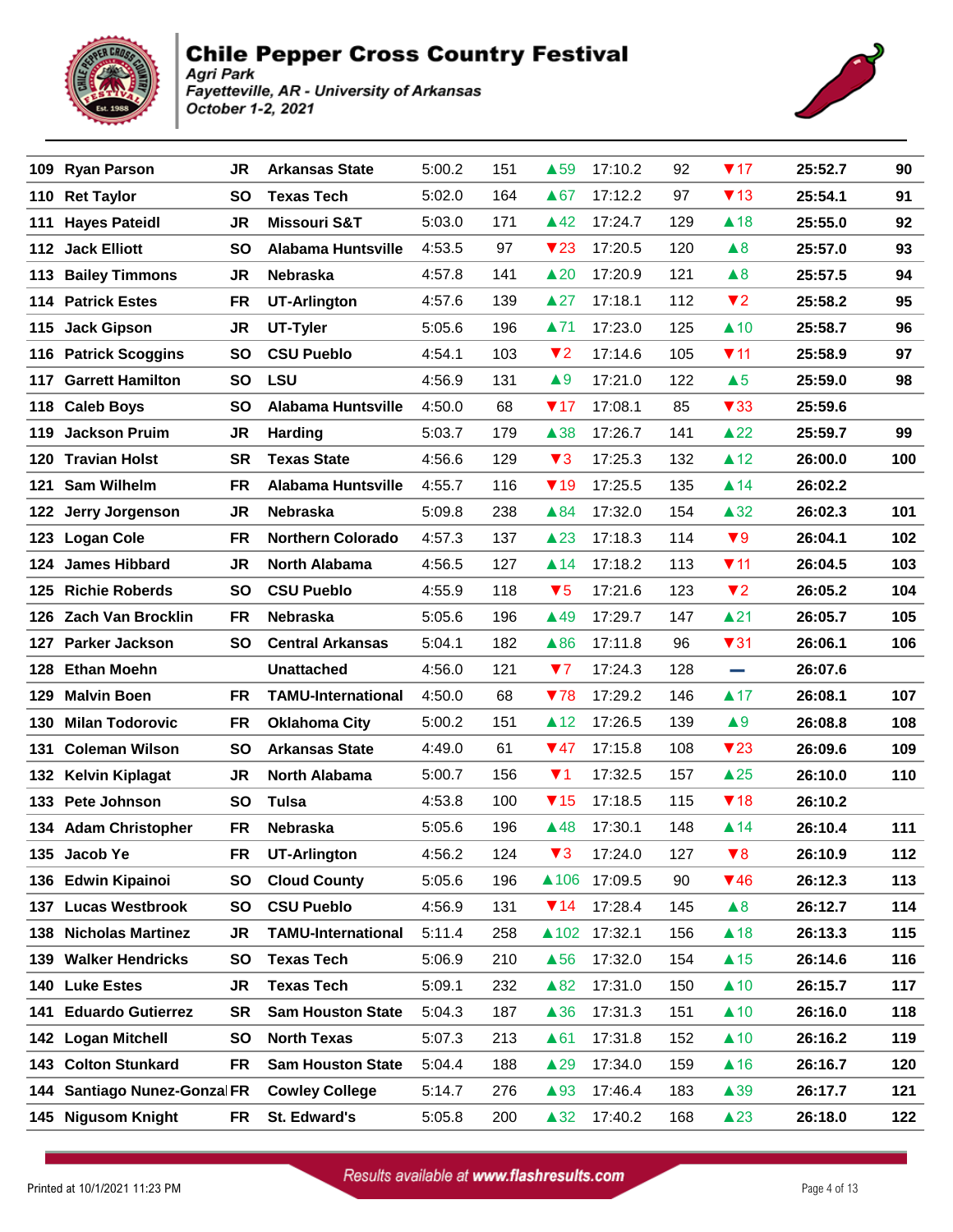# Chile Pepper Cross Country Festival

*Agri Park*
*Fayetteville, AR - University of Arkansas*
*October 1-2, 2021*

| Place | Name | Year | Team | Split 1 | Pos | Change | Split 2 | Pos | Change | Time | Score |
|---|---|---|---|---|---|---|---|---|---|---|---|
| 109 | Ryan Parson | JR | Arkansas State | 5:00.2 | 151 | ▲59 | 17:10.2 | 92 | ▼17 | 25:52.7 | 90 |
| 110 | Ret Taylor | SO | Texas Tech | 5:02.0 | 164 | ▲67 | 17:12.2 | 97 | ▼13 | 25:54.1 | 91 |
| 111 | Hayes Pateidl | JR | Missouri S&T | 5:03.0 | 171 | ▲42 | 17:24.7 | 129 | ▲18 | 25:55.0 | 92 |
| 112 | Jack Elliott | SO | Alabama Huntsville | 4:53.5 | 97 | ▼23 | 17:20.5 | 120 | ▲8 | 25:57.0 | 93 |
| 113 | Bailey Timmons | JR | Nebraska | 4:57.8 | 141 | ▲20 | 17:20.9 | 121 | ▲8 | 25:57.5 | 94 |
| 114 | Patrick Estes | FR | UT-Arlington | 4:57.6 | 139 | ▲27 | 17:18.1 | 112 | ▼2 | 25:58.2 | 95 |
| 115 | Jack Gipson | JR | UT-Tyler | 5:05.6 | 196 | ▲71 | 17:23.0 | 125 | ▲10 | 25:58.7 | 96 |
| 116 | Patrick Scoggins | SO | CSU Pueblo | 4:54.1 | 103 | ▼2 | 17:14.6 | 105 | ▼11 | 25:58.9 | 97 |
| 117 | Garrett Hamilton | SO | LSU | 4:56.9 | 131 | ▲9 | 17:21.0 | 122 | ▲5 | 25:59.0 | 98 |
| 118 | Caleb Boys | SO | Alabama Huntsville | 4:50.0 | 68 | ▼17 | 17:08.1 | 85 | ▼33 | 25:59.6 | |
| 119 | Jackson Pruim | JR | Harding | 5:03.7 | 179 | ▲38 | 17:26.7 | 141 | ▲22 | 25:59.7 | 99 |
| 120 | Travian Holst | SR | Texas State | 4:56.6 | 129 | ▼3 | 17:25.3 | 132 | ▲12 | 26:00.0 | 100 |
| 121 | Sam Wilhelm | FR | Alabama Huntsville | 4:55.7 | 116 | ▼19 | 17:25.5 | 135 | ▲14 | 26:02.2 | |
| 122 | Jerry Jorgenson | JR | Nebraska | 5:09.8 | 238 | ▲84 | 17:32.0 | 154 | ▲32 | 26:02.3 | 101 |
| 123 | Logan Cole | FR | Northern Colorado | 4:57.3 | 137 | ▲23 | 17:18.3 | 114 | ▼9 | 26:04.1 | 102 |
| 124 | James Hibbard | JR | North Alabama | 4:56.5 | 127 | ▲14 | 17:18.2 | 113 | ▼11 | 26:04.5 | 103 |
| 125 | Richie Roberds | SO | CSU Pueblo | 4:55.9 | 118 | ▼5 | 17:21.6 | 123 | ▼2 | 26:05.2 | 104 |
| 126 | Zach Van Brocklin | FR | Nebraska | 5:05.6 | 196 | ▲49 | 17:29.7 | 147 | ▲21 | 26:05.7 | 105 |
| 127 | Parker Jackson | SO | Central Arkansas | 5:04.1 | 182 | ▲86 | 17:11.8 | 96 | ▼31 | 26:06.1 | 106 |
| 128 | Ethan Moehn | | Unattached | 4:56.0 | 121 | ▼7 | 17:24.3 | 128 | — | 26:07.6 | |
| 129 | Malvin Boen | FR | TAMU-International | 4:50.0 | 68 | ▼78 | 17:29.2 | 146 | ▲17 | 26:08.1 | 107 |
| 130 | Milan Todorovic | FR | Oklahoma City | 5:00.2 | 151 | ▲12 | 17:26.5 | 139 | ▲9 | 26:08.8 | 108 |
| 131 | Coleman Wilson | SO | Arkansas State | 4:49.0 | 61 | ▼47 | 17:15.8 | 108 | ▼23 | 26:09.6 | 109 |
| 132 | Kelvin Kiplagat | JR | North Alabama | 5:00.7 | 156 | ▼1 | 17:32.5 | 157 | ▲25 | 26:10.0 | 110 |
| 133 | Pete Johnson | SO | Tulsa | 4:53.8 | 100 | ▼15 | 17:18.5 | 115 | ▼18 | 26:10.2 | |
| 134 | Adam Christopher | FR | Nebraska | 5:05.6 | 196 | ▲48 | 17:30.1 | 148 | ▲14 | 26:10.4 | 111 |
| 135 | Jacob Ye | FR | UT-Arlington | 4:56.2 | 124 | ▼3 | 17:24.0 | 127 | ▼8 | 26:10.9 | 112 |
| 136 | Edwin Kipainoi | SO | Cloud County | 5:05.6 | 196 | ▲106 | 17:09.5 | 90 | ▼46 | 26:12.3 | 113 |
| 137 | Lucas Westbrook | SO | CSU Pueblo | 4:56.9 | 131 | ▼14 | 17:28.4 | 145 | ▲8 | 26:12.7 | 114 |
| 138 | Nicholas Martinez | JR | TAMU-International | 5:11.4 | 258 | ▲102 | 17:32.1 | 156 | ▲18 | 26:13.3 | 115 |
| 139 | Walker Hendricks | SO | Texas Tech | 5:06.9 | 210 | ▲56 | 17:32.0 | 154 | ▲15 | 26:14.6 | 116 |
| 140 | Luke Estes | JR | Texas Tech | 5:09.1 | 232 | ▲82 | 17:31.0 | 150 | ▲10 | 26:15.7 | 117 |
| 141 | Eduardo Gutierrez | SR | Sam Houston State | 5:04.3 | 187 | ▲36 | 17:31.3 | 151 | ▲10 | 26:16.0 | 118 |
| 142 | Logan Mitchell | SO | North Texas | 5:07.3 | 213 | ▲61 | 17:31.8 | 152 | ▲10 | 26:16.2 | 119 |
| 143 | Colton Stunkard | FR | Sam Houston State | 5:04.4 | 188 | ▲29 | 17:34.0 | 159 | ▲16 | 26:16.7 | 120 |
| 144 | Santiago Nunez-Gonzal | FR | Cowley College | 5:14.7 | 276 | ▲93 | 17:46.4 | 183 | ▲39 | 26:17.7 | 121 |
| 145 | Nigusom Knight | FR | St. Edward's | 5:05.8 | 200 | ▲32 | 17:40.2 | 168 | ▲23 | 26:18.0 | 122 |

Results available at www.flashresults.com

Printed at 10/1/2021 11:23 PM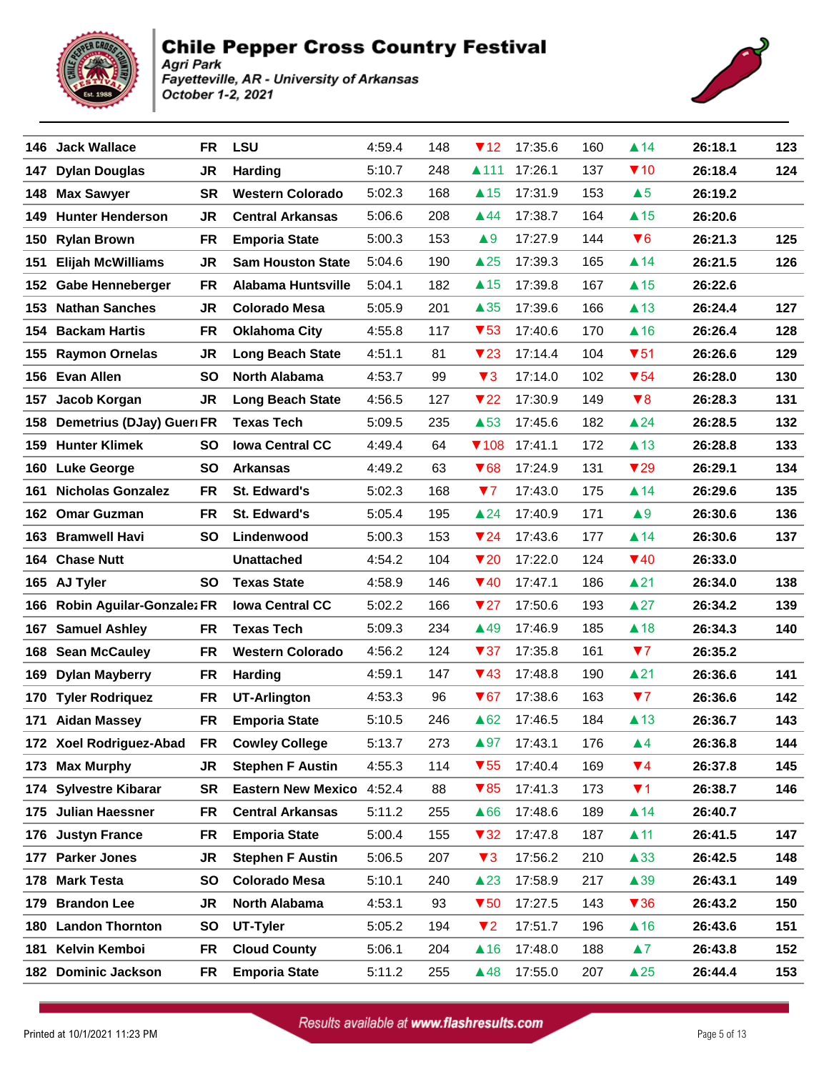# Chile Pepper Cross Country Festival

*Agri Park*
*Fayetteville, AR - University of Arkansas*
*October 1-2, 2021*

| Place | Name | Yr | Team | Split 1 | Pl | Chg | Split 2 | Pl | Chg | Time | Score |
|---|---|---|---|---|---|---|---|---|---|---|---|
| 146 | Jack Wallace | FR | LSU | 4:59.4 | 148 | ▼12 | 17:35.6 | 160 | ▲14 | 26:18.1 | 123 |
| 147 | Dylan Douglas | JR | Harding | 5:10.7 | 248 | ▲111 | 17:26.1 | 137 | ▼10 | 26:18.4 | 124 |
| 148 | Max Sawyer | SR | Western Colorado | 5:02.3 | 168 | ▲15 | 17:31.9 | 153 | ▲5 | 26:19.2 | |
| 149 | Hunter Henderson | JR | Central Arkansas | 5:06.6 | 208 | ▲44 | 17:38.7 | 164 | ▲15 | 26:20.6 | |
| 150 | Rylan Brown | FR | Emporia State | 5:00.3 | 153 | ▲9 | 17:27.9 | 144 | ▼6 | 26:21.3 | 125 |
| 151 | Elijah McWilliams | JR | Sam Houston State | 5:04.6 | 190 | ▲25 | 17:39.3 | 165 | ▲14 | 26:21.5 | 126 |
| 152 | Gabe Henneberger | FR | Alabama Huntsville | 5:04.1 | 182 | ▲15 | 17:39.8 | 167 | ▲15 | 26:22.6 | |
| 153 | Nathan Sanches | JR | Colorado Mesa | 5:05.9 | 201 | ▲35 | 17:39.6 | 166 | ▲13 | 26:24.4 | 127 |
| 154 | Backam Hartis | FR | Oklahoma City | 4:55.8 | 117 | ▼53 | 17:40.6 | 170 | ▲16 | 26:26.4 | 128 |
| 155 | Raymon Ornelas | JR | Long Beach State | 4:51.1 | 81 | ▼23 | 17:14.4 | 104 | ▼51 | 26:26.6 | 129 |
| 156 | Evan Allen | SO | North Alabama | 4:53.7 | 99 | ▼3 | 17:14.0 | 102 | ▼54 | 26:28.0 | 130 |
| 157 | Jacob Korgan | JR | Long Beach State | 4:56.5 | 127 | ▼22 | 17:30.9 | 149 | ▼8 | 26:28.3 | 131 |
| 158 | Demetrius (DJay) Gueri | FR | Texas Tech | 5:09.5 | 235 | ▲53 | 17:45.6 | 182 | ▲24 | 26:28.5 | 132 |
| 159 | Hunter Klimek | SO | Iowa Central CC | 4:49.4 | 64 | ▼108 | 17:41.1 | 172 | ▲13 | 26:28.8 | 133 |
| 160 | Luke George | SO | Arkansas | 4:49.2 | 63 | ▼68 | 17:24.9 | 131 | ▼29 | 26:29.1 | 134 |
| 161 | Nicholas Gonzalez | FR | St. Edward's | 5:02.3 | 168 | ▼7 | 17:43.0 | 175 | ▲14 | 26:29.6 | 135 |
| 162 | Omar Guzman | FR | St. Edward's | 5:05.4 | 195 | ▲24 | 17:40.9 | 171 | ▲9 | 26:30.6 | 136 |
| 163 | Bramwell Havi | SO | Lindenwood | 5:00.3 | 153 | ▼24 | 17:43.6 | 177 | ▲14 | 26:30.6 | 137 |
| 164 | Chase Nutt | | Unattached | 4:54.2 | 104 | ▼20 | 17:22.0 | 124 | ▼40 | 26:33.0 | |
| 165 | AJ Tyler | SO | Texas State | 4:58.9 | 146 | ▼40 | 17:47.1 | 186 | ▲21 | 26:34.0 | 138 |
| 166 | Robin Aguilar-Gonzalez | FR | Iowa Central CC | 5:02.2 | 166 | ▼27 | 17:50.6 | 193 | ▲27 | 26:34.2 | 139 |
| 167 | Samuel Ashley | FR | Texas Tech | 5:09.3 | 234 | ▲49 | 17:46.9 | 185 | ▲18 | 26:34.3 | 140 |
| 168 | Sean McCauley | FR | Western Colorado | 4:56.2 | 124 | ▼37 | 17:35.8 | 161 | ▼7 | 26:35.2 | |
| 169 | Dylan Mayberry | FR | Harding | 4:59.1 | 147 | ▼43 | 17:48.8 | 190 | ▲21 | 26:36.6 | 141 |
| 170 | Tyler Rodriquez | FR | UT-Arlington | 4:53.3 | 96 | ▼67 | 17:38.6 | 163 | ▼7 | 26:36.6 | 142 |
| 171 | Aidan Massey | FR | Emporia State | 5:10.5 | 246 | ▲62 | 17:46.5 | 184 | ▲13 | 26:36.7 | 143 |
| 172 | Xoel Rodriguez-Abad | FR | Cowley College | 5:13.7 | 273 | ▲97 | 17:43.1 | 176 | ▲4 | 26:36.8 | 144 |
| 173 | Max Murphy | JR | Stephen F Austin | 4:55.3 | 114 | ▼55 | 17:40.4 | 169 | ▼4 | 26:37.8 | 145 |
| 174 | Sylvestre Kibarar | SR | Eastern New Mexico | 4:52.4 | 88 | ▼85 | 17:41.3 | 173 | ▼1 | 26:38.7 | 146 |
| 175 | Julian Haessner | FR | Central Arkansas | 5:11.2 | 255 | ▲66 | 17:48.6 | 189 | ▲14 | 26:40.7 | |
| 176 | Justyn France | FR | Emporia State | 5:00.4 | 155 | ▼32 | 17:47.8 | 187 | ▲11 | 26:41.5 | 147 |
| 177 | Parker Jones | JR | Stephen F Austin | 5:06.5 | 207 | ▼3 | 17:56.2 | 210 | ▲33 | 26:42.5 | 148 |
| 178 | Mark Testa | SO | Colorado Mesa | 5:10.1 | 240 | ▲23 | 17:58.9 | 217 | ▲39 | 26:43.1 | 149 |
| 179 | Brandon Lee | JR | North Alabama | 4:53.1 | 93 | ▼50 | 17:27.5 | 143 | ▼36 | 26:43.2 | 150 |
| 180 | Landon Thornton | SO | UT-Tyler | 5:05.2 | 194 | ▼2 | 17:51.7 | 196 | ▲16 | 26:43.6 | 151 |
| 181 | Kelvin Kemboi | FR | Cloud County | 5:06.1 | 204 | ▲16 | 17:48.0 | 188 | ▲7 | 26:43.8 | 152 |
| 182 | Dominic Jackson | FR | Emporia State | 5:11.2 | 255 | ▲48 | 17:55.0 | 207 | ▲25 | 26:44.4 | 153 |

Results available at www.flashresults.com

Printed at 10/1/2021 11:23 PM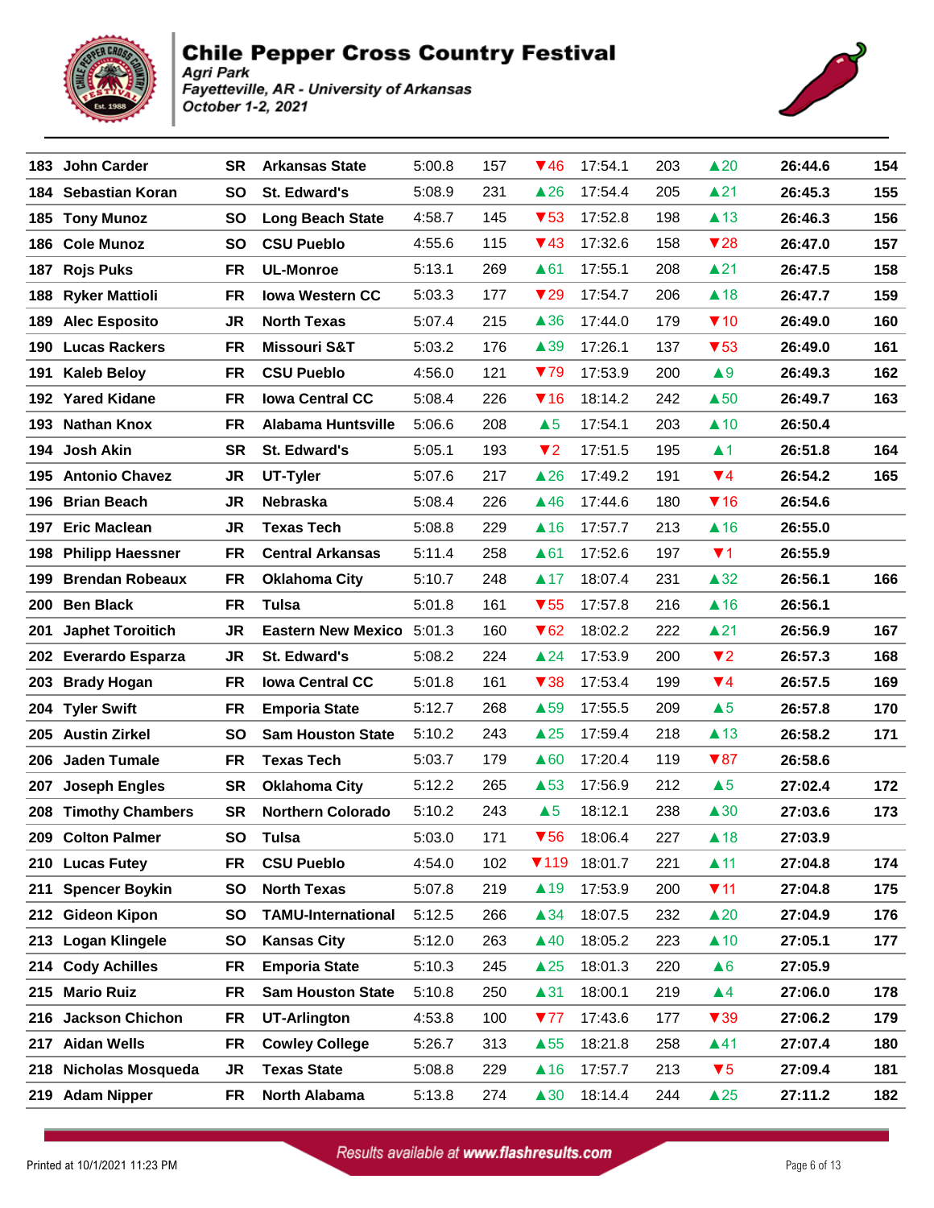# Chile Pepper Cross Country Festival

*Agri Park*
*Fayetteville, AR - University of Arkansas*
*October 1-2, 2021*

| Place | Name | Yr | Team | Split 1 | Rank | Move | Split 2 | Rank | Move | Time | Score |
|---|---|---|---|---|---|---|---|---|---|---|---|
| 183 | John Carder | SR | Arkansas State | 5:00.8 | 157 | ▼46 | 17:54.1 | 203 | ▲20 | 26:44.6 | 154 |
| 184 | Sebastian Koran | SO | St. Edward's | 5:08.9 | 231 | ▲26 | 17:54.4 | 205 | ▲21 | 26:45.3 | 155 |
| 185 | Tony Munoz | SO | Long Beach State | 4:58.7 | 145 | ▼53 | 17:52.8 | 198 | ▲13 | 26:46.3 | 156 |
| 186 | Cole Munoz | SO | CSU Pueblo | 4:55.6 | 115 | ▼43 | 17:32.6 | 158 | ▼28 | 26:47.0 | 157 |
| 187 | Rojs Puks | FR | UL-Monroe | 5:13.1 | 269 | ▲61 | 17:55.1 | 208 | ▲21 | 26:47.5 | 158 |
| 188 | Ryker Mattioli | FR | Iowa Western CC | 5:03.3 | 177 | ▼29 | 17:54.7 | 206 | ▲18 | 26:47.7 | 159 |
| 189 | Alec Esposito | JR | North Texas | 5:07.4 | 215 | ▲36 | 17:44.0 | 179 | ▼10 | 26:49.0 | 160 |
| 190 | Lucas Rackers | FR | Missouri S&T | 5:03.2 | 176 | ▲39 | 17:26.1 | 137 | ▼53 | 26:49.0 | 161 |
| 191 | Kaleb Beloy | FR | CSU Pueblo | 4:56.0 | 121 | ▼79 | 17:53.9 | 200 | ▲9 | 26:49.3 | 162 |
| 192 | Yared Kidane | FR | Iowa Central CC | 5:08.4 | 226 | ▼16 | 18:14.2 | 242 | ▲50 | 26:49.7 | 163 |
| 193 | Nathan Knox | FR | Alabama Huntsville | 5:06.6 | 208 | ▲5 | 17:54.1 | 203 | ▲10 | 26:50.4 | |
| 194 | Josh Akin | SR | St. Edward's | 5:05.1 | 193 | ▼2 | 17:51.5 | 195 | ▲1 | 26:51.8 | 164 |
| 195 | Antonio Chavez | JR | UT-Tyler | 5:07.6 | 217 | ▲26 | 17:49.2 | 191 | ▼4 | 26:54.2 | 165 |
| 196 | Brian Beach | JR | Nebraska | 5:08.4 | 226 | ▲46 | 17:44.6 | 180 | ▼16 | 26:54.6 | |
| 197 | Eric Maclean | JR | Texas Tech | 5:08.8 | 229 | ▲16 | 17:57.7 | 213 | ▲16 | 26:55.0 | |
| 198 | Philipp Haessner | FR | Central Arkansas | 5:11.4 | 258 | ▲61 | 17:52.6 | 197 | ▼1 | 26:55.9 | |
| 199 | Brendan Robeaux | FR | Oklahoma City | 5:10.7 | 248 | ▲17 | 18:07.4 | 231 | ▲32 | 26:56.1 | 166 |
| 200 | Ben Black | FR | Tulsa | 5:01.8 | 161 | ▼55 | 17:57.8 | 216 | ▲16 | 26:56.1 | |
| 201 | Japhet Toroitich | JR | Eastern New Mexico | 5:01.3 | 160 | ▼62 | 18:02.2 | 222 | ▲21 | 26:56.9 | 167 |
| 202 | Everardo Esparza | JR | St. Edward's | 5:08.2 | 224 | ▲24 | 17:53.9 | 200 | ▼2 | 26:57.3 | 168 |
| 203 | Brady Hogan | FR | Iowa Central CC | 5:01.8 | 161 | ▼38 | 17:53.4 | 199 | ▼4 | 26:57.5 | 169 |
| 204 | Tyler Swift | FR | Emporia State | 5:12.7 | 268 | ▲59 | 17:55.5 | 209 | ▲5 | 26:57.8 | 170 |
| 205 | Austin Zirkel | SO | Sam Houston State | 5:10.2 | 243 | ▲25 | 17:59.4 | 218 | ▲13 | 26:58.2 | 171 |
| 206 | Jaden Tumale | FR | Texas Tech | 5:03.7 | 179 | ▲60 | 17:20.4 | 119 | ▼87 | 26:58.6 | |
| 207 | Joseph Engles | SR | Oklahoma City | 5:12.2 | 265 | ▲53 | 17:56.9 | 212 | ▲5 | 27:02.4 | 172 |
| 208 | Timothy Chambers | SR | Northern Colorado | 5:10.2 | 243 | ▲5 | 18:12.1 | 238 | ▲30 | 27:03.6 | 173 |
| 209 | Colton Palmer | SO | Tulsa | 5:03.0 | 171 | ▼56 | 18:06.4 | 227 | ▲18 | 27:03.9 | |
| 210 | Lucas Futey | FR | CSU Pueblo | 4:54.0 | 102 | ▼119 | 18:01.7 | 221 | ▲11 | 27:04.8 | 174 |
| 211 | Spencer Boykin | SO | North Texas | 5:07.8 | 219 | ▲19 | 17:53.9 | 200 | ▼11 | 27:04.8 | 175 |
| 212 | Gideon Kipon | SO | TAMU-International | 5:12.5 | 266 | ▲34 | 18:07.5 | 232 | ▲20 | 27:04.9 | 176 |
| 213 | Logan Klingele | SO | Kansas City | 5:12.0 | 263 | ▲40 | 18:05.2 | 223 | ▲10 | 27:05.1 | 177 |
| 214 | Cody Achilles | FR | Emporia State | 5:10.3 | 245 | ▲25 | 18:01.3 | 220 | ▲6 | 27:05.9 | |
| 215 | Mario Ruiz | FR | Sam Houston State | 5:10.8 | 250 | ▲31 | 18:00.1 | 219 | ▲4 | 27:06.0 | 178 |
| 216 | Jackson Chichon | FR | UT-Arlington | 4:53.8 | 100 | ▼77 | 17:43.6 | 177 | ▼39 | 27:06.2 | 179 |
| 217 | Aidan Wells | FR | Cowley College | 5:26.7 | 313 | ▲55 | 18:21.8 | 258 | ▲41 | 27:07.4 | 180 |
| 218 | Nicholas Mosqueda | JR | Texas State | 5:08.8 | 229 | ▲16 | 17:57.7 | 213 | ▼5 | 27:09.4 | 181 |
| 219 | Adam Nipper | FR | North Alabama | 5:13.8 | 274 | ▲30 | 18:14.4 | 244 | ▲25 | 27:11.2 | 182 |

Results available at www.flashresults.com

Printed at 10/1/2021 11:23 PM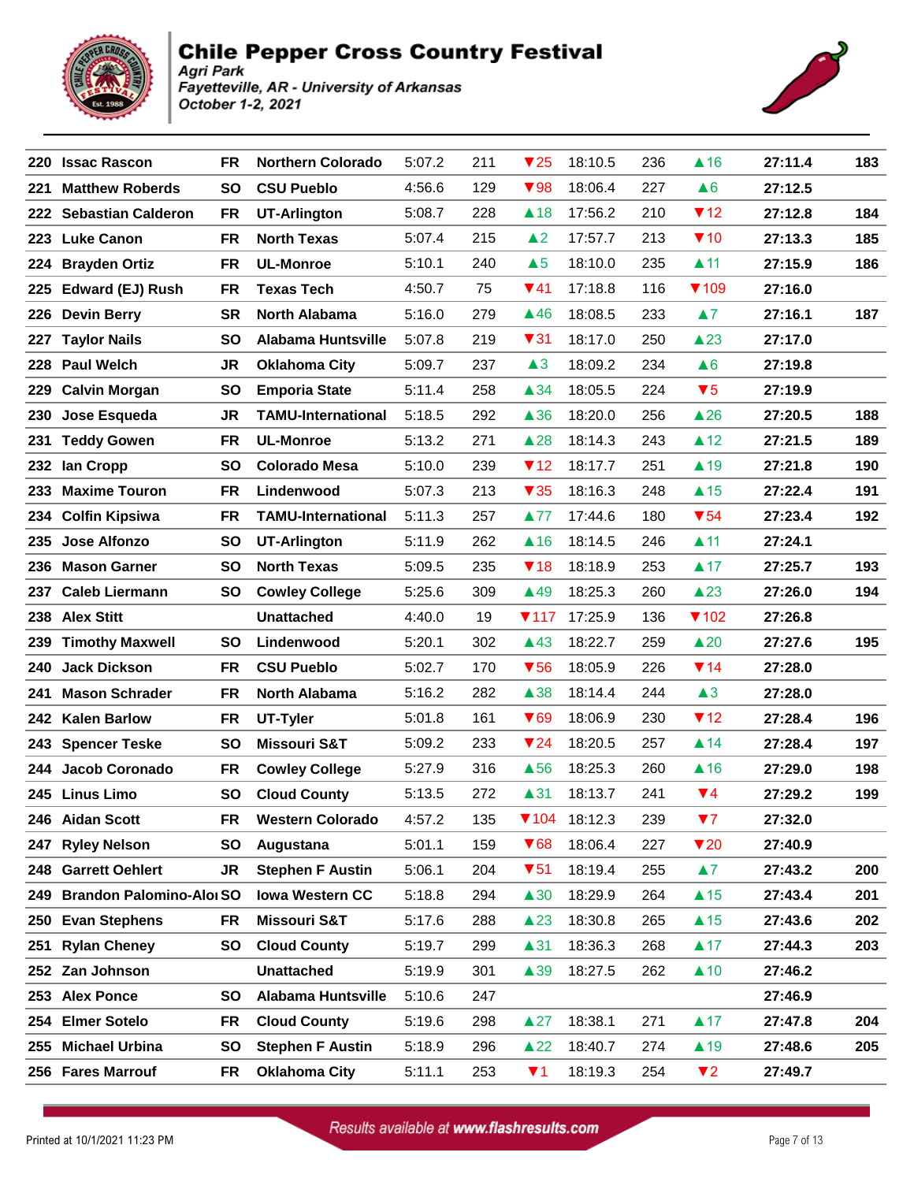# Chile Pepper Cross Country Festival

*Agri Park*
*Fayetteville, AR - University of Arkansas*
*October 1-2, 2021*

| Place | Name | Yr | Team | Split 1 | Pl | Chg | Split 2 | Pl | Chg | Time | Score |
|---|---|---|---|---|---|---|---|---|---|---|---|
| 220 | Issac Rascon | FR | Northern Colorado | 5:07.2 | 211 | ▼25 | 18:10.5 | 236 | ▲16 | 27:11.4 | 183 |
| 221 | Matthew Roberds | SO | CSU Pueblo | 4:56.6 | 129 | ▼98 | 18:06.4 | 227 | ▲6 | 27:12.5 | |
| 222 | Sebastian Calderon | FR | UT-Arlington | 5:08.7 | 228 | ▲18 | 17:56.2 | 210 | ▼12 | 27:12.8 | 184 |
| 223 | Luke Canon | FR | North Texas | 5:07.4 | 215 | ▲2 | 17:57.7 | 213 | ▼10 | 27:13.3 | 185 |
| 224 | Brayden Ortiz | FR | UL-Monroe | 5:10.1 | 240 | ▲5 | 18:10.0 | 235 | ▲11 | 27:15.9 | 186 |
| 225 | Edward (EJ) Rush | FR | Texas Tech | 4:50.7 | 75 | ▼41 | 17:18.8 | 116 | ▼109 | 27:16.0 | |
| 226 | Devin Berry | SR | North Alabama | 5:16.0 | 279 | ▲46 | 18:08.5 | 233 | ▲7 | 27:16.1 | 187 |
| 227 | Taylor Nails | SO | Alabama Huntsville | 5:07.8 | 219 | ▼31 | 18:17.0 | 250 | ▲23 | 27:17.0 | |
| 228 | Paul Welch | JR | Oklahoma City | 5:09.7 | 237 | ▲3 | 18:09.2 | 234 | ▲6 | 27:19.8 | |
| 229 | Calvin Morgan | SO | Emporia State | 5:11.4 | 258 | ▲34 | 18:05.5 | 224 | ▼5 | 27:19.9 | |
| 230 | Jose Esqueda | JR | TAMU-International | 5:18.5 | 292 | ▲36 | 18:20.0 | 256 | ▲26 | 27:20.5 | 188 |
| 231 | Teddy Gowen | FR | UL-Monroe | 5:13.2 | 271 | ▲28 | 18:14.3 | 243 | ▲12 | 27:21.5 | 189 |
| 232 | Ian Cropp | SO | Colorado Mesa | 5:10.0 | 239 | ▼12 | 18:17.7 | 251 | ▲19 | 27:21.8 | 190 |
| 233 | Maxime Touron | FR | Lindenwood | 5:07.3 | 213 | ▼35 | 18:16.3 | 248 | ▲15 | 27:22.4 | 191 |
| 234 | Colfin Kipsiwa | FR | TAMU-International | 5:11.3 | 257 | ▲77 | 17:44.6 | 180 | ▼54 | 27:23.4 | 192 |
| 235 | Jose Alfonzo | SO | UT-Arlington | 5:11.9 | 262 | ▲16 | 18:14.5 | 246 | ▲11 | 27:24.1 | |
| 236 | Mason Garner | SO | North Texas | 5:09.5 | 235 | ▼18 | 18:18.9 | 253 | ▲17 | 27:25.7 | 193 |
| 237 | Caleb Liermann | SO | Cowley College | 5:25.6 | 309 | ▲49 | 18:25.3 | 260 | ▲23 | 27:26.0 | 194 |
| 238 | Alex Stitt | | Unattached | 4:40.0 | 19 | ▼117 | 17:25.9 | 136 | ▼102 | 27:26.8 | |
| 239 | Timothy Maxwell | SO | Lindenwood | 5:20.1 | 302 | ▲43 | 18:22.7 | 259 | ▲20 | 27:27.6 | 195 |
| 240 | Jack Dickson | FR | CSU Pueblo | 5:02.7 | 170 | ▼56 | 18:05.9 | 226 | ▼14 | 27:28.0 | |
| 241 | Mason Schrader | FR | North Alabama | 5:16.2 | 282 | ▲38 | 18:14.4 | 244 | ▲3 | 27:28.0 | |
| 242 | Kalen Barlow | FR | UT-Tyler | 5:01.8 | 161 | ▼69 | 18:06.9 | 230 | ▼12 | 27:28.4 | 196 |
| 243 | Spencer Teske | SO | Missouri S&T | 5:09.2 | 233 | ▼24 | 18:20.5 | 257 | ▲14 | 27:28.4 | 197 |
| 244 | Jacob Coronado | FR | Cowley College | 5:27.9 | 316 | ▲56 | 18:25.3 | 260 | ▲16 | 27:29.0 | 198 |
| 245 | Linus Limo | SO | Cloud County | 5:13.5 | 272 | ▲31 | 18:13.7 | 241 | ▼4 | 27:29.2 | 199 |
| 246 | Aidan Scott | FR | Western Colorado | 4:57.2 | 135 | ▼104 | 18:12.3 | 239 | ▼7 | 27:32.0 | |
| 247 | Ryley Nelson | SO | Augustana | 5:01.1 | 159 | ▼68 | 18:06.4 | 227 | ▼20 | 27:40.9 | |
| 248 | Garrett Oehlert | JR | Stephen F Austin | 5:06.1 | 204 | ▼51 | 18:19.4 | 255 | ▲7 | 27:43.2 | 200 |
| 249 | Brandon Palomino-Alo | SO | Iowa Western CC | 5:18.8 | 294 | ▲30 | 18:29.9 | 264 | ▲15 | 27:43.4 | 201 |
| 250 | Evan Stephens | FR | Missouri S&T | 5:17.6 | 288 | ▲23 | 18:30.8 | 265 | ▲15 | 27:43.6 | 202 |
| 251 | Rylan Cheney | SO | Cloud County | 5:19.7 | 299 | ▲31 | 18:36.3 | 268 | ▲17 | 27:44.3 | 203 |
| 252 | Zan Johnson | | Unattached | 5:19.9 | 301 | ▲39 | 18:27.5 | 262 | ▲10 | 27:46.2 | |
| 253 | Alex Ponce | SO | Alabama Huntsville | 5:10.6 | 247 | | | | | 27:46.9 | |
| 254 | Elmer Sotelo | FR | Cloud County | 5:19.6 | 298 | ▲27 | 18:38.1 | 271 | ▲17 | 27:47.8 | 204 |
| 255 | Michael Urbina | SO | Stephen F Austin | 5:18.9 | 296 | ▲22 | 18:40.7 | 274 | ▲19 | 27:48.6 | 205 |
| 256 | Fares Marrouf | FR | Oklahoma City | 5:11.1 | 253 | ▼1 | 18:19.3 | 254 | ▼2 | 27:49.7 | |

Printed at 10/1/2021 11:23 PM

Results available at www.flashresults.com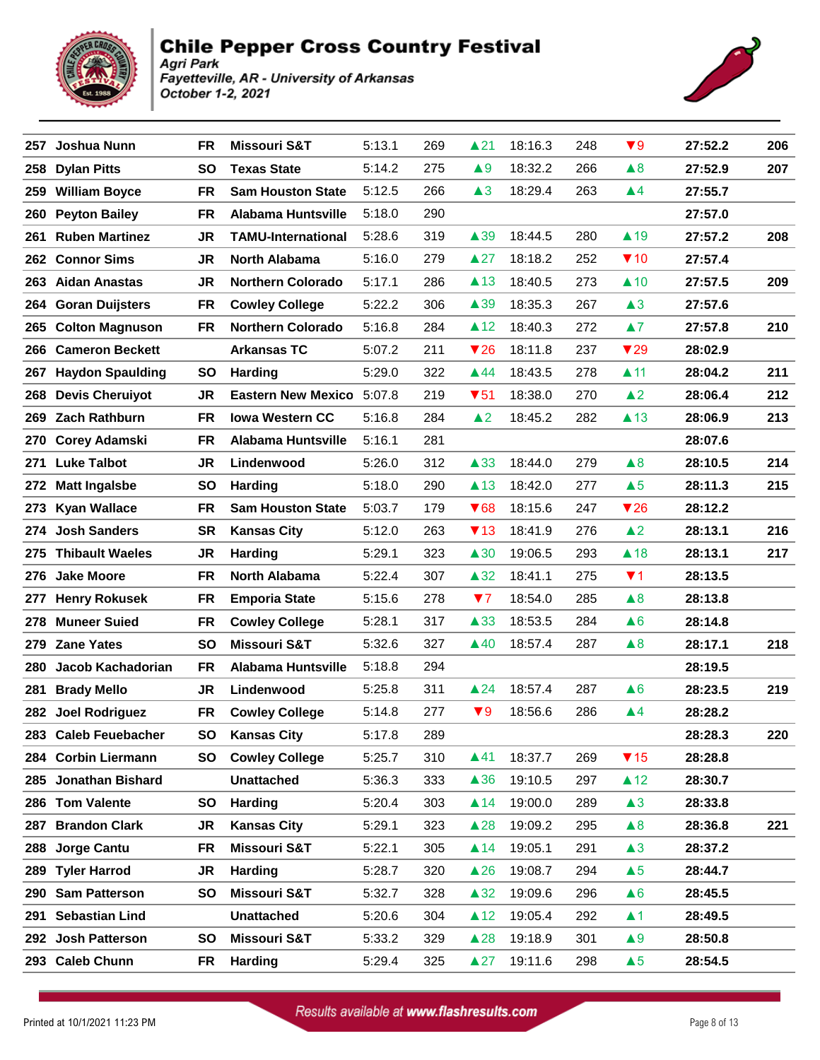# Chile Pepper Cross Country Festival

*Agri Park*
*Fayetteville, AR - University of Arkansas*
*October 1-2, 2021*

| Place | Name | Yr | Team | Split 1 | Pos | Chg | Split 2 | Pos | Chg | Time | Team Pts |
|---|---|---|---|---|---|---|---|---|---|---|---|
| 257 | Joshua Nunn | FR | Missouri S&T | 5:13.1 | 269 | ▲21 | 18:16.3 | 248 | ▼9 | 27:52.2 | 206 |
| 258 | Dylan Pitts | SO | Texas State | 5:14.2 | 275 | ▲9 | 18:32.2 | 266 | ▲8 | 27:52.9 | 207 |
| 259 | William Boyce | FR | Sam Houston State | 5:12.5 | 266 | ▲3 | 18:29.4 | 263 | ▲4 | 27:55.7 | |
| 260 | Peyton Bailey | FR | Alabama Huntsville | 5:18.0 | 290 | | | | | 27:57.0 | |
| 261 | Ruben Martinez | JR | TAMU-International | 5:28.6 | 319 | ▲39 | 18:44.5 | 280 | ▲19 | 27:57.2 | 208 |
| 262 | Connor Sims | JR | North Alabama | 5:16.0 | 279 | ▲27 | 18:18.2 | 252 | ▼10 | 27:57.4 | |
| 263 | Aidan Anastas | JR | Northern Colorado | 5:17.1 | 286 | ▲13 | 18:40.5 | 273 | ▲10 | 27:57.5 | 209 |
| 264 | Goran Duijsters | FR | Cowley College | 5:22.2 | 306 | ▲39 | 18:35.3 | 267 | ▲3 | 27:57.6 | |
| 265 | Colton Magnuson | FR | Northern Colorado | 5:16.8 | 284 | ▲12 | 18:40.3 | 272 | ▲7 | 27:57.8 | 210 |
| 266 | Cameron Beckett | | Arkansas TC | 5:07.2 | 211 | ▼26 | 18:11.8 | 237 | ▼29 | 28:02.9 | |
| 267 | Haydon Spaulding | SO | Harding | 5:29.0 | 322 | ▲44 | 18:43.5 | 278 | ▲11 | 28:04.2 | 211 |
| 268 | Devis Cheruiyot | JR | Eastern New Mexico | 5:07.8 | 219 | ▼51 | 18:38.0 | 270 | ▲2 | 28:06.4 | 212 |
| 269 | Zach Rathburn | FR | Iowa Western CC | 5:16.8 | 284 | ▲2 | 18:45.2 | 282 | ▲13 | 28:06.9 | 213 |
| 270 | Corey Adamski | FR | Alabama Huntsville | 5:16.1 | 281 | | | | | 28:07.6 | |
| 271 | Luke Talbot | JR | Lindenwood | 5:26.0 | 312 | ▲33 | 18:44.0 | 279 | ▲8 | 28:10.5 | 214 |
| 272 | Matt Ingalsbe | SO | Harding | 5:18.0 | 290 | ▲13 | 18:42.0 | 277 | ▲5 | 28:11.3 | 215 |
| 273 | Kyan Wallace | FR | Sam Houston State | 5:03.7 | 179 | ▼68 | 18:15.6 | 247 | ▼26 | 28:12.2 | |
| 274 | Josh Sanders | SR | Kansas City | 5:12.0 | 263 | ▼13 | 18:41.9 | 276 | ▲2 | 28:13.1 | 216 |
| 275 | Thibault Waeles | JR | Harding | 5:29.1 | 323 | ▲30 | 19:06.5 | 293 | ▲18 | 28:13.1 | 217 |
| 276 | Jake Moore | FR | North Alabama | 5:22.4 | 307 | ▲32 | 18:41.1 | 275 | ▼1 | 28:13.5 | |
| 277 | Henry Rokusek | FR | Emporia State | 5:15.6 | 278 | ▼7 | 18:54.0 | 285 | ▲8 | 28:13.8 | |
| 278 | Muneer Suied | FR | Cowley College | 5:28.1 | 317 | ▲33 | 18:53.5 | 284 | ▲6 | 28:14.8 | |
| 279 | Zane Yates | SO | Missouri S&T | 5:32.6 | 327 | ▲40 | 18:57.4 | 287 | ▲8 | 28:17.1 | 218 |
| 280 | Jacob Kachadorian | FR | Alabama Huntsville | 5:18.8 | 294 | | | | | 28:19.5 | |
| 281 | Brady Mello | JR | Lindenwood | 5:25.8 | 311 | ▲24 | 18:57.4 | 287 | ▲6 | 28:23.5 | 219 |
| 282 | Joel Rodriguez | FR | Cowley College | 5:14.8 | 277 | ▼9 | 18:56.6 | 286 | ▲4 | 28:28.2 | |
| 283 | Caleb Feuebacher | SO | Kansas City | 5:17.8 | 289 | | | | | 28:28.3 | 220 |
| 284 | Corbin Liermann | SO | Cowley College | 5:25.7 | 310 | ▲41 | 18:37.7 | 269 | ▼15 | 28:28.8 | |
| 285 | Jonathan Bishard | | Unattached | 5:36.3 | 333 | ▲36 | 19:10.5 | 297 | ▲12 | 28:30.7 | |
| 286 | Tom Valente | SO | Harding | 5:20.4 | 303 | ▲14 | 19:00.0 | 289 | ▲3 | 28:33.8 | |
| 287 | Brandon Clark | JR | Kansas City | 5:29.1 | 323 | ▲28 | 19:09.2 | 295 | ▲8 | 28:36.8 | 221 |
| 288 | Jorge Cantu | FR | Missouri S&T | 5:22.1 | 305 | ▲14 | 19:05.1 | 291 | ▲3 | 28:37.2 | |
| 289 | Tyler Harrod | JR | Harding | 5:28.7 | 320 | ▲26 | 19:08.7 | 294 | ▲5 | 28:44.7 | |
| 290 | Sam Patterson | SO | Missouri S&T | 5:32.7 | 328 | ▲32 | 19:09.6 | 296 | ▲6 | 28:45.5 | |
| 291 | Sebastian Lind | | Unattached | 5:20.6 | 304 | ▲12 | 19:05.4 | 292 | ▲1 | 28:49.5 | |
| 292 | Josh Patterson | SO | Missouri S&T | 5:33.2 | 329 | ▲28 | 19:18.9 | 301 | ▲9 | 28:50.8 | |
| 293 | Caleb Chunn | FR | Harding | 5:29.4 | 325 | ▲27 | 19:11.6 | 298 | ▲5 | 28:54.5 | |

Results available at www.flashresults.com

Printed at 10/1/2021 11:23 PM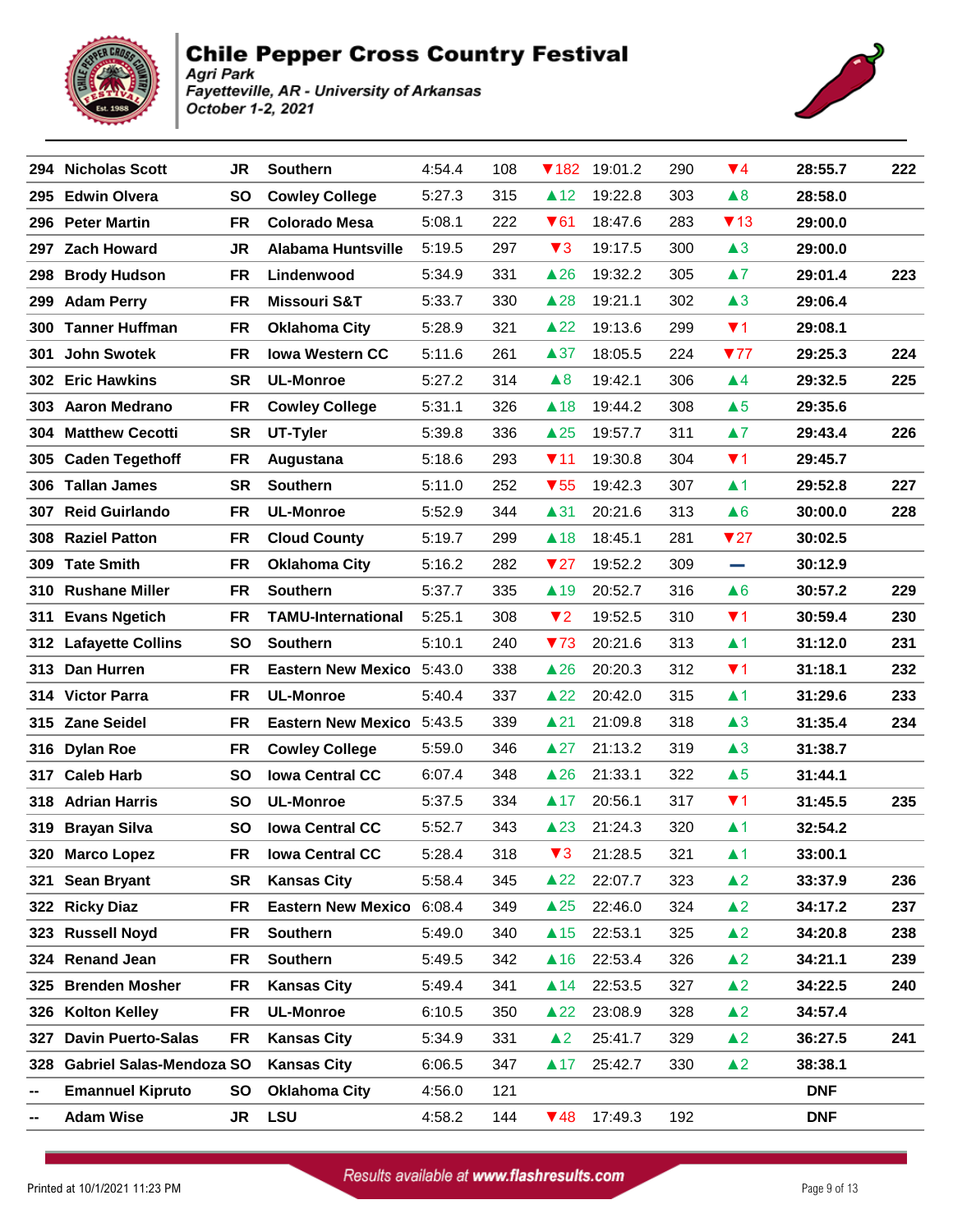# Chile Pepper Cross Country Festival

*Agri Park*
*Fayetteville, AR - University of Arkansas*
*October 1-2, 2021*

| Place | Name | Yr | Team | Split 1 | Pos | Chg | Split 2 | Pos | Chg | Time | Score |
|---|---|---|---|---|---|---|---|---|---|---|---|
| 294 | Nicholas Scott | JR | Southern | 4:54.4 | 108 | ▼182 | 19:01.2 | 290 | ▼4 | 28:55.7 | 222 |
| 295 | Edwin Olvera | SO | Cowley College | 5:27.3 | 315 | ▲12 | 19:22.8 | 303 | ▲8 | 28:58.0 | |
| 296 | Peter Martin | FR | Colorado Mesa | 5:08.1 | 222 | ▼61 | 18:47.6 | 283 | ▼13 | 29:00.0 | |
| 297 | Zach Howard | JR | Alabama Huntsville | 5:19.5 | 297 | ▼3 | 19:17.5 | 300 | ▲3 | 29:00.0 | |
| 298 | Brody Hudson | FR | Lindenwood | 5:34.9 | 331 | ▲26 | 19:32.2 | 305 | ▲7 | 29:01.4 | 223 |
| 299 | Adam Perry | FR | Missouri S&T | 5:33.7 | 330 | ▲28 | 19:21.1 | 302 | ▲3 | 29:06.4 | |
| 300 | Tanner Huffman | FR | Oklahoma City | 5:28.9 | 321 | ▲22 | 19:13.6 | 299 | ▼1 | 29:08.1 | |
| 301 | John Swotek | FR | Iowa Western CC | 5:11.6 | 261 | ▲37 | 18:05.5 | 224 | ▼77 | 29:25.3 | 224 |
| 302 | Eric Hawkins | SR | UL-Monroe | 5:27.2 | 314 | ▲8 | 19:42.1 | 306 | ▲4 | 29:32.5 | 225 |
| 303 | Aaron Medrano | FR | Cowley College | 5:31.1 | 326 | ▲18 | 19:44.2 | 308 | ▲5 | 29:35.6 | |
| 304 | Matthew Cecotti | SR | UT-Tyler | 5:39.8 | 336 | ▲25 | 19:57.7 | 311 | ▲7 | 29:43.4 | 226 |
| 305 | Caden Tegethoff | FR | Augustana | 5:18.6 | 293 | ▼11 | 19:30.8 | 304 | ▼1 | 29:45.7 | |
| 306 | Tallan James | SR | Southern | 5:11.0 | 252 | ▼55 | 19:42.3 | 307 | ▲1 | 29:52.8 | 227 |
| 307 | Reid Guirlando | FR | UL-Monroe | 5:52.9 | 344 | ▲31 | 20:21.6 | 313 | ▲6 | 30:00.0 | 228 |
| 308 | Raziel Patton | FR | Cloud County | 5:19.7 | 299 | ▲18 | 18:45.1 | 281 | ▼27 | 30:02.5 | |
| 309 | Tate Smith | FR | Oklahoma City | 5:16.2 | 282 | ▼27 | 19:52.2 | 309 | — | 30:12.9 | |
| 310 | Rushane Miller | FR | Southern | 5:37.7 | 335 | ▲19 | 20:52.7 | 316 | ▲6 | 30:57.2 | 229 |
| 311 | Evans Ngetich | FR | TAMU-International | 5:25.1 | 308 | ▼2 | 19:52.5 | 310 | ▼1 | 30:59.4 | 230 |
| 312 | Lafayette Collins | SO | Southern | 5:10.1 | 240 | ▼73 | 20:21.6 | 313 | ▲1 | 31:12.0 | 231 |
| 313 | Dan Hurren | FR | Eastern New Mexico | 5:43.0 | 338 | ▲26 | 20:20.3 | 312 | ▼1 | 31:18.1 | 232 |
| 314 | Victor Parra | FR | UL-Monroe | 5:40.4 | 337 | ▲22 | 20:42.0 | 315 | ▲1 | 31:29.6 | 233 |
| 315 | Zane Seidel | FR | Eastern New Mexico | 5:43.5 | 339 | ▲21 | 21:09.8 | 318 | ▲3 | 31:35.4 | 234 |
| 316 | Dylan Roe | FR | Cowley College | 5:59.0 | 346 | ▲27 | 21:13.2 | 319 | ▲3 | 31:38.7 | |
| 317 | Caleb Harb | SO | Iowa Central CC | 6:07.4 | 348 | ▲26 | 21:33.1 | 322 | ▲5 | 31:44.1 | |
| 318 | Adrian Harris | SO | UL-Monroe | 5:37.5 | 334 | ▲17 | 20:56.1 | 317 | ▼1 | 31:45.5 | 235 |
| 319 | Brayan Silva | SO | Iowa Central CC | 5:52.7 | 343 | ▲23 | 21:24.3 | 320 | ▲1 | 32:54.2 | |
| 320 | Marco Lopez | FR | Iowa Central CC | 5:28.4 | 318 | ▼3 | 21:28.5 | 321 | ▲1 | 33:00.1 | |
| 321 | Sean Bryant | SR | Kansas City | 5:58.4 | 345 | ▲22 | 22:07.7 | 323 | ▲2 | 33:37.9 | 236 |
| 322 | Ricky Diaz | FR | Eastern New Mexico | 6:08.4 | 349 | ▲25 | 22:46.0 | 324 | ▲2 | 34:17.2 | 237 |
| 323 | Russell Noyd | FR | Southern | 5:49.0 | 340 | ▲15 | 22:53.1 | 325 | ▲2 | 34:20.8 | 238 |
| 324 | Renand Jean | FR | Southern | 5:49.5 | 342 | ▲16 | 22:53.4 | 326 | ▲2 | 34:21.1 | 239 |
| 325 | Brenden Mosher | FR | Kansas City | 5:49.4 | 341 | ▲14 | 22:53.5 | 327 | ▲2 | 34:22.5 | 240 |
| 326 | Kolton Kelley | FR | UL-Monroe | 6:10.5 | 350 | ▲22 | 23:08.9 | 328 | ▲2 | 34:57.4 | |
| 327 | Davin Puerto-Salas | FR | Kansas City | 5:34.9 | 331 | ▲2 | 25:41.7 | 329 | ▲2 | 36:27.5 | 241 |
| 328 | Gabriel Salas-Mendoza | SO | Kansas City | 6:06.5 | 347 | ▲17 | 25:42.7 | 330 | ▲2 | 38:38.1 | |
| -- | Emannuel Kipruto | SO | Oklahoma City | 4:56.0 | 121 | | | | | DNF | |
| -- | Adam Wise | JR | LSU | 4:58.2 | 144 | ▼48 | 17:49.3 | 192 | | DNF | |

Results available at www.flashresults.com

Printed at 10/1/2021 11:23 PM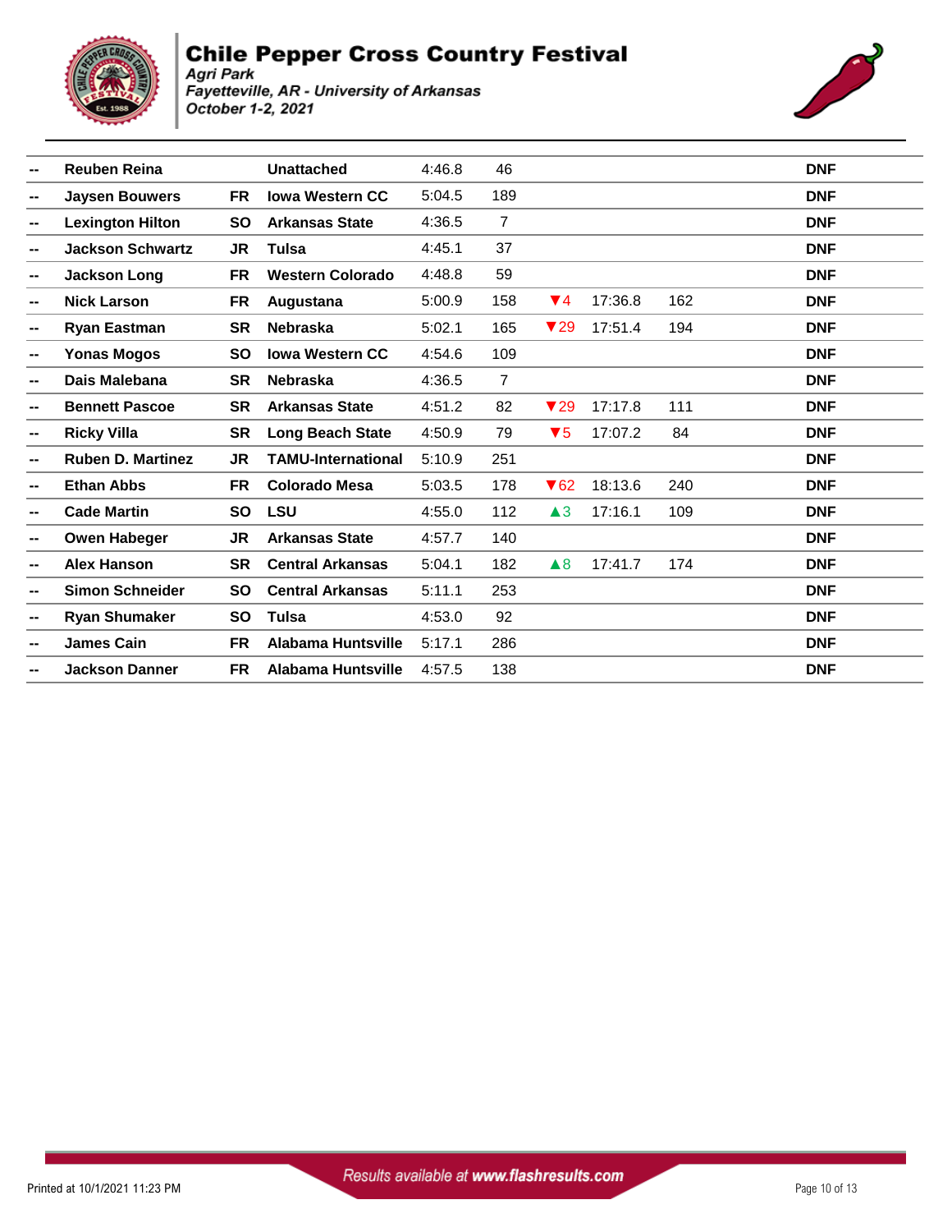# Chile Pepper Cross Country Festival

*Agri Park*
*Fayetteville, AR - University of Arkansas*
*October 1-2, 2021*

| | | | | | | | | | |
|---|---|---|---|---|---|---|---|---|---|
| -- | **Reuben Reina** | | **Unattached** | 4:46.8 | 46 | | | | **DNF** |
| -- | **Jaysen Bouwers** | **FR** | **Iowa Western CC** | 5:04.5 | 189 | | | | **DNF** |
| -- | **Lexington Hilton** | **SO** | **Arkansas State** | 4:36.5 | 7 | | | | **DNF** |
| -- | **Jackson Schwartz** | **JR** | **Tulsa** | 4:45.1 | 37 | | | | **DNF** |
| -- | **Jackson Long** | **FR** | **Western Colorado** | 4:48.8 | 59 | | | | **DNF** |
| -- | **Nick Larson** | **FR** | **Augustana** | 5:00.9 | 158 | ▼4 | 17:36.8 | 162 | **DNF** |
| -- | **Ryan Eastman** | **SR** | **Nebraska** | 5:02.1 | 165 | ▼29 | 17:51.4 | 194 | **DNF** |
| -- | **Yonas Mogos** | **SO** | **Iowa Western CC** | 4:54.6 | 109 | | | | **DNF** |
| -- | **Dais Malebana** | **SR** | **Nebraska** | 4:36.5 | 7 | | | | **DNF** |
| -- | **Bennett Pascoe** | **SR** | **Arkansas State** | 4:51.2 | 82 | ▼29 | 17:17.8 | 111 | **DNF** |
| -- | **Ricky Villa** | **SR** | **Long Beach State** | 4:50.9 | 79 | ▼5 | 17:07.2 | 84 | **DNF** |
| -- | **Ruben D. Martinez** | **JR** | **TAMU-International** | 5:10.9 | 251 | | | | **DNF** |
| -- | **Ethan Abbs** | **FR** | **Colorado Mesa** | 5:03.5 | 178 | ▼62 | 18:13.6 | 240 | **DNF** |
| -- | **Cade Martin** | **SO** | **LSU** | 4:55.0 | 112 | ▲3 | 17:16.1 | 109 | **DNF** |
| -- | **Owen Habeger** | **JR** | **Arkansas State** | 4:57.7 | 140 | | | | **DNF** |
| -- | **Alex Hanson** | **SR** | **Central Arkansas** | 5:04.1 | 182 | ▲8 | 17:41.7 | 174 | **DNF** |
| -- | **Simon Schneider** | **SO** | **Central Arkansas** | 5:11.1 | 253 | | | | **DNF** |
| -- | **Ryan Shumaker** | **SO** | **Tulsa** | 4:53.0 | 92 | | | | **DNF** |
| -- | **James Cain** | **FR** | **Alabama Huntsville** | 5:17.1 | 286 | | | | **DNF** |
| -- | **Jackson Danner** | **FR** | **Alabama Huntsville** | 4:57.5 | 138 | | | | **DNF** |

Printed at 10/1/2021 11:23 PM

*Results available at **www.flashresults.com***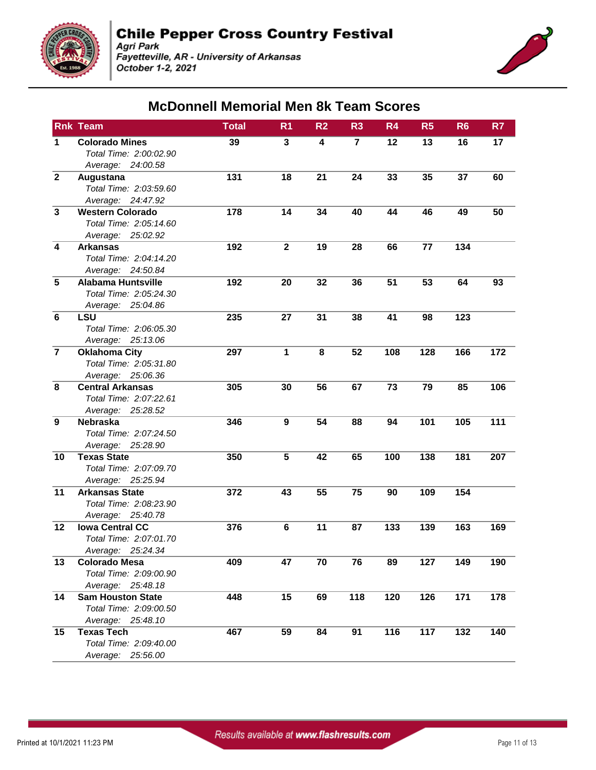# Chile Pepper Cross Country Festival

*Agri Park*
*Fayetteville, AR - University of Arkansas*
*October 1-2, 2021*

## McDonnell Memorial Men 8k Team Scores

| Rnk | Team | Total | R1 | R2 | R3 | R4 | R5 | R6 | R7 |
|---|---|---|---|---|---|---|---|---|---|
| 1 | **Colorado Mines**<br>*Total Time: 2:00:02.90*<br>*Average: 24:00.58* | 39 | 3 | 4 | 7 | 12 | 13 | 16 | 17 |
| 2 | **Augustana**<br>*Total Time: 2:03:59.60*<br>*Average: 24:47.92* | 131 | 18 | 21 | 24 | 33 | 35 | 37 | 60 |
| 3 | **Western Colorado**<br>*Total Time: 2:05:14.60*<br>*Average: 25:02.92* | 178 | 14 | 34 | 40 | 44 | 46 | 49 | 50 |
| 4 | **Arkansas**<br>*Total Time: 2:04:14.20*<br>*Average: 24:50.84* | 192 | 2 | 19 | 28 | 66 | 77 | 134 | |
| 5 | **Alabama Huntsville**<br>*Total Time: 2:05:24.30*<br>*Average: 25:04.86* | 192 | 20 | 32 | 36 | 51 | 53 | 64 | 93 |
| 6 | **LSU**<br>*Total Time: 2:06:05.30*<br>*Average: 25:13.06* | 235 | 27 | 31 | 38 | 41 | 98 | 123 | |
| 7 | **Oklahoma City**<br>*Total Time: 2:05:31.80*<br>*Average: 25:06.36* | 297 | 1 | 8 | 52 | 108 | 128 | 166 | 172 |
| 8 | **Central Arkansas**<br>*Total Time: 2:07:22.61*<br>*Average: 25:28.52* | 305 | 30 | 56 | 67 | 73 | 79 | 85 | 106 |
| 9 | **Nebraska**<br>*Total Time: 2:07:24.50*<br>*Average: 25:28.90* | 346 | 9 | 54 | 88 | 94 | 101 | 105 | 111 |
| 10 | **Texas State**<br>*Total Time: 2:07:09.70*<br>*Average: 25:25.94* | 350 | 5 | 42 | 65 | 100 | 138 | 181 | 207 |
| 11 | **Arkansas State**<br>*Total Time: 2:08:23.90*<br>*Average: 25:40.78* | 372 | 43 | 55 | 75 | 90 | 109 | 154 | |
| 12 | **Iowa Central CC**<br>*Total Time: 2:07:01.70*<br>*Average: 25:24.34* | 376 | 6 | 11 | 87 | 133 | 139 | 163 | 169 |
| 13 | **Colorado Mesa**<br>*Total Time: 2:09:00.90*<br>*Average: 25:48.18* | 409 | 47 | 70 | 76 | 89 | 127 | 149 | 190 |
| 14 | **Sam Houston State**<br>*Total Time: 2:09:00.50*<br>*Average: 25:48.10* | 448 | 15 | 69 | 118 | 120 | 126 | 171 | 178 |
| 15 | **Texas Tech**<br>*Total Time: 2:09:40.00*<br>*Average: 25:56.00* | 467 | 59 | 84 | 91 | 116 | 117 | 132 | 140 |

Results available at www.flashresults.com

Printed at 10/1/2021 11:23 PM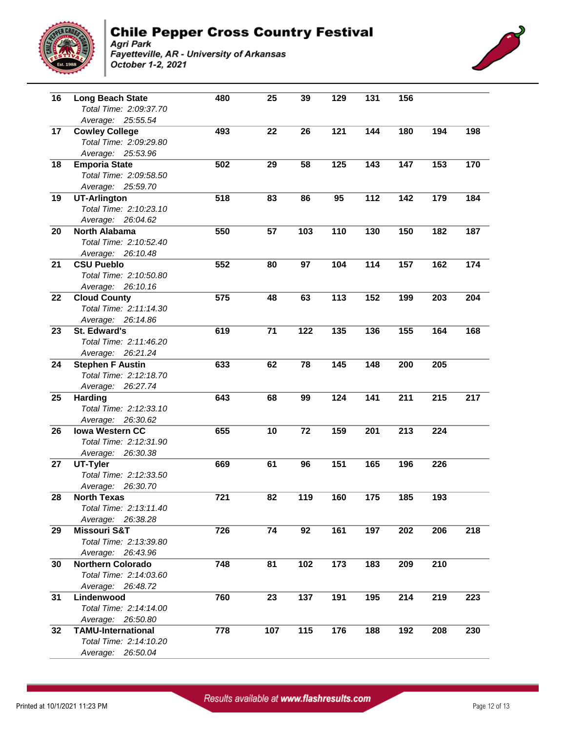# Chile Pepper Cross Country Festival

*Agri Park*
*Fayetteville, AR - University of Arkansas*
*October 1-2, 2021*

| Place | Team | Score | 1 | 2 | 3 | 4 | 5 | 6 | 7 |
|---|---|---|---|---|---|---|---|---|---|
| 16 | **Long Beach State**<br>*Total Time: 2:09:37.70*<br>*Average: 25:55.54* | 480 | 25 | 39 | 129 | 131 | 156 | | |
| 17 | **Cowley College**<br>*Total Time: 2:09:29.80*<br>*Average: 25:53.96* | 493 | 22 | 26 | 121 | 144 | 180 | 194 | 198 |
| 18 | **Emporia State**<br>*Total Time: 2:09:58.50*<br>*Average: 25:59.70* | 502 | 29 | 58 | 125 | 143 | 147 | 153 | 170 |
| 19 | **UT-Arlington**<br>*Total Time: 2:10:23.10*<br>*Average: 26:04.62* | 518 | 83 | 86 | 95 | 112 | 142 | 179 | 184 |
| 20 | **North Alabama**<br>*Total Time: 2:10:52.40*<br>*Average: 26:10.48* | 550 | 57 | 103 | 110 | 130 | 150 | 182 | 187 |
| 21 | **CSU Pueblo**<br>*Total Time: 2:10:50.80*<br>*Average: 26:10.16* | 552 | 80 | 97 | 104 | 114 | 157 | 162 | 174 |
| 22 | **Cloud County**<br>*Total Time: 2:11:14.30*<br>*Average: 26:14.86* | 575 | 48 | 63 | 113 | 152 | 199 | 203 | 204 |
| 23 | **St. Edward's**<br>*Total Time: 2:11:46.20*<br>*Average: 26:21.24* | 619 | 71 | 122 | 135 | 136 | 155 | 164 | 168 |
| 24 | **Stephen F Austin**<br>*Total Time: 2:12:18.70*<br>*Average: 26:27.74* | 633 | 62 | 78 | 145 | 148 | 200 | 205 | |
| 25 | **Harding**<br>*Total Time: 2:12:33.10*<br>*Average: 26:30.62* | 643 | 68 | 99 | 124 | 141 | 211 | 215 | 217 |
| 26 | **Iowa Western CC**<br>*Total Time: 2:12:31.90*<br>*Average: 26:30.38* | 655 | 10 | 72 | 159 | 201 | 213 | 224 | |
| 27 | **UT-Tyler**<br>*Total Time: 2:12:33.50*<br>*Average: 26:30.70* | 669 | 61 | 96 | 151 | 165 | 196 | 226 | |
| 28 | **North Texas**<br>*Total Time: 2:13:11.40*<br>*Average: 26:38.28* | 721 | 82 | 119 | 160 | 175 | 185 | 193 | |
| 29 | **Missouri S&T**<br>*Total Time: 2:13:39.80*<br>*Average: 26:43.96* | 726 | 74 | 92 | 161 | 197 | 202 | 206 | 218 |
| 30 | **Northern Colorado**<br>*Total Time: 2:14:03.60*<br>*Average: 26:48.72* | 748 | 81 | 102 | 173 | 183 | 209 | 210 | |
| 31 | **Lindenwood**<br>*Total Time: 2:14:14.00*<br>*Average: 26:50.80* | 760 | 23 | 137 | 191 | 195 | 214 | 219 | 223 |
| 32 | **TAMU-International**<br>*Total Time: 2:14:10.20*<br>*Average: 26:50.04* | 778 | 107 | 115 | 176 | 188 | 192 | 208 | 230 |

Results available at www.flashresults.com

Printed at 10/1/2021 11:23 PM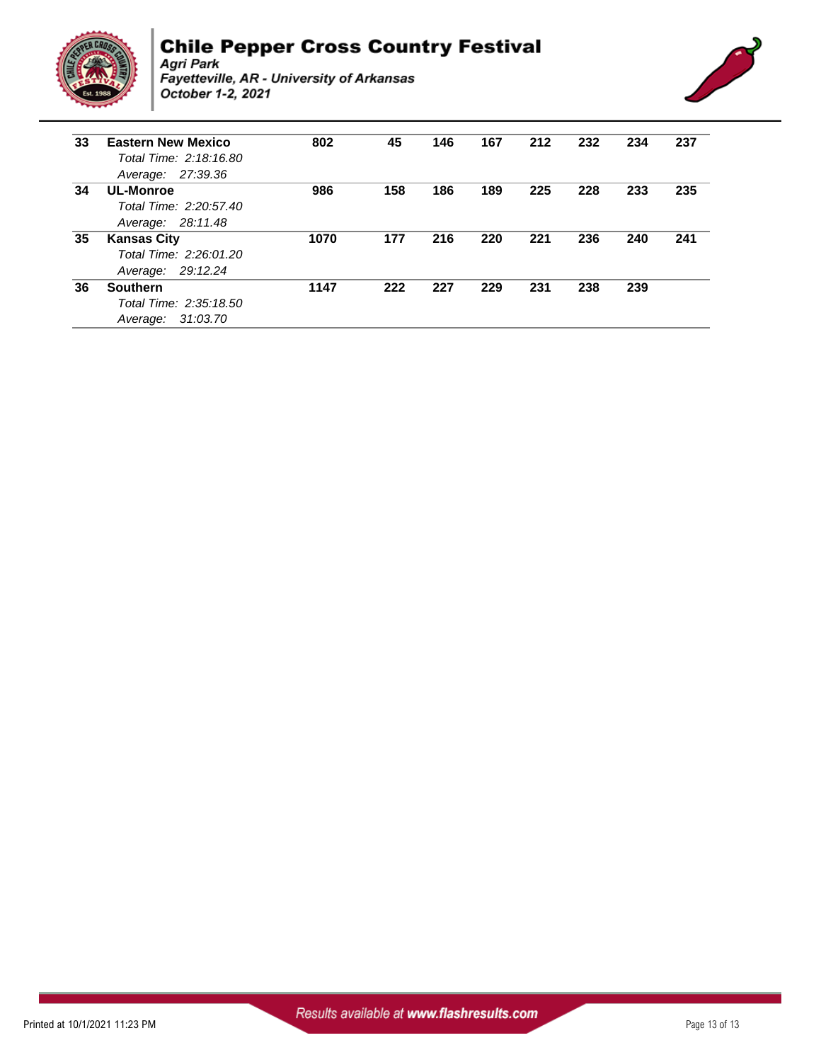| | | | | | | | | | |
|---|---|---|---|---|---|---|---|---|---|
| 33 | **Eastern New Mexico** | 802 | 45 | 146 | 167 | 212 | 232 | 234 | 237 |
| | *Total Time: 2:18:16.80* | | | | | | | | |
| | *Average: 27:39.36* | | | | | | | | |
| 34 | **UL-Monroe** | 986 | 158 | 186 | 189 | 225 | 228 | 233 | 235 |
| | *Total Time: 2:20:57.40* | | | | | | | | |
| | *Average: 28:11.48* | | | | | | | | |
| 35 | **Kansas City** | 1070 | 177 | 216 | 220 | 221 | 236 | 240 | 241 |
| | *Total Time: 2:26:01.20* | | | | | | | | |
| | *Average: 29:12.24* | | | | | | | | |
| 36 | **Southern** | 1147 | 222 | 227 | 229 | 231 | 238 | 239 | |
| | *Total Time: 2:35:18.50* | | | | | | | | |
| | *Average: 31:03.70* | | | | | | | | |